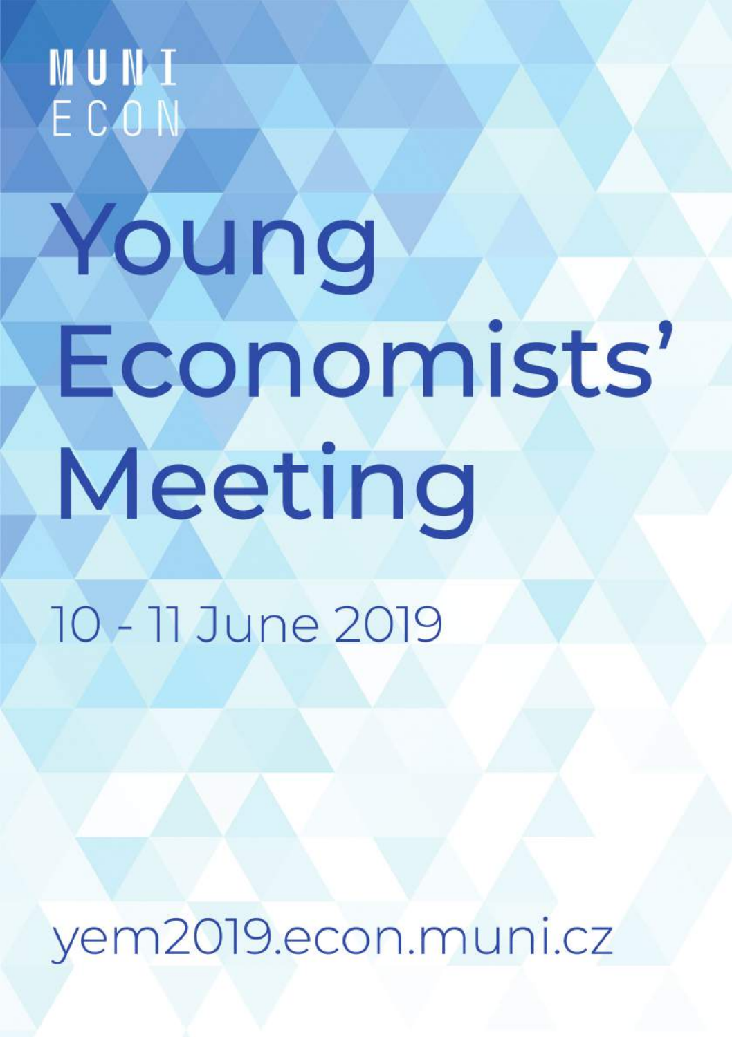MUNI ECON

# Young Economists' Meeting

10 - 11 June 2019

yem2019.econ.muni.cz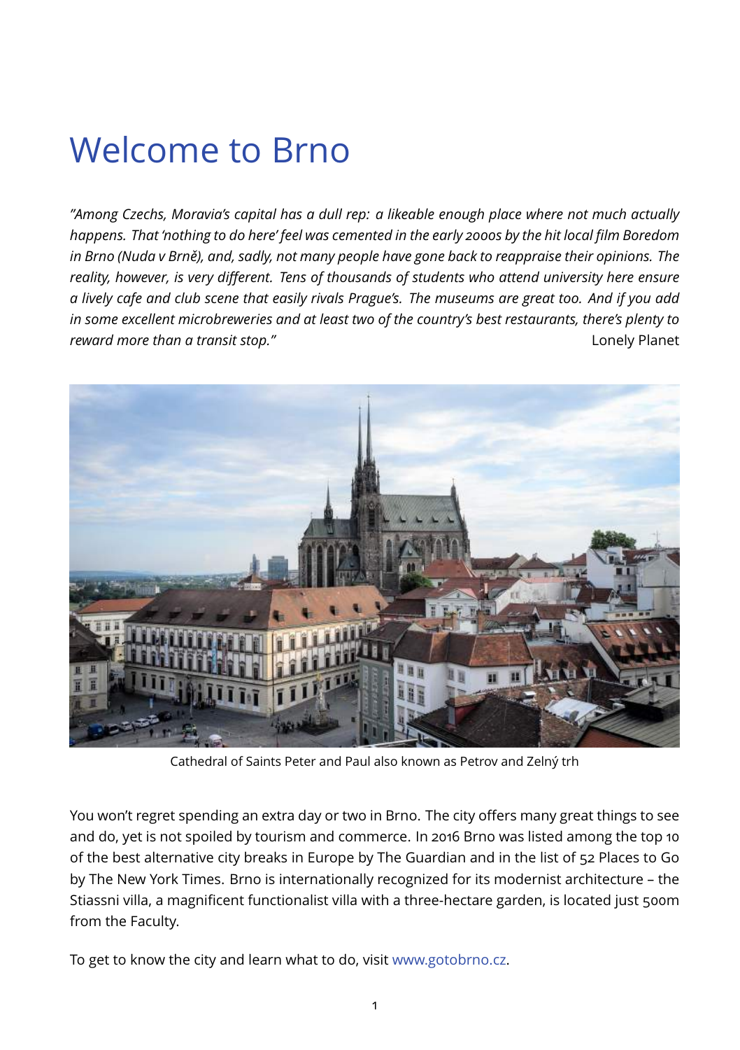# Welcome to Brno

*"Among Czechs, Moravia's capital has a dull rep: a likeable enough place where not much actually happens. That 'nothing to do here' feel was cemented in the early 2000s by the hit local film Boredom in Brno (Nuda v Brně), and, sadly, not many people have gone back to reappraise their opinions. The reality, however, is very different. Tens of thousands of students who attend university here ensure a lively cafe and club scene that easily rivals Prague's. The museums are great too. And if you add in some excellent microbreweries and at least two of the country's best restaurants, there's plenty to reward more than a transit stop."* Lonely Planet

Cathedral of Saints Peter and Paul also known as Petrov and Zelný trh

You won't regret spending an extra day or two in Brno. The city offers many great things to see and do, yet is not spoiled by tourism and commerce. In 2016 Brno was listed among the top 10 of the best alternative city breaks in Europe by The Guardian and in the list of 52 Places to Go by The New York Times. Brno is internationally recognized for its modernist architecture – the Stiassni villa, a magnificent functionalist villa with a three-hectare garden, is located just 500m from the Faculty.

To get to know the city and learn what to do, visit www.gotobrno.cz.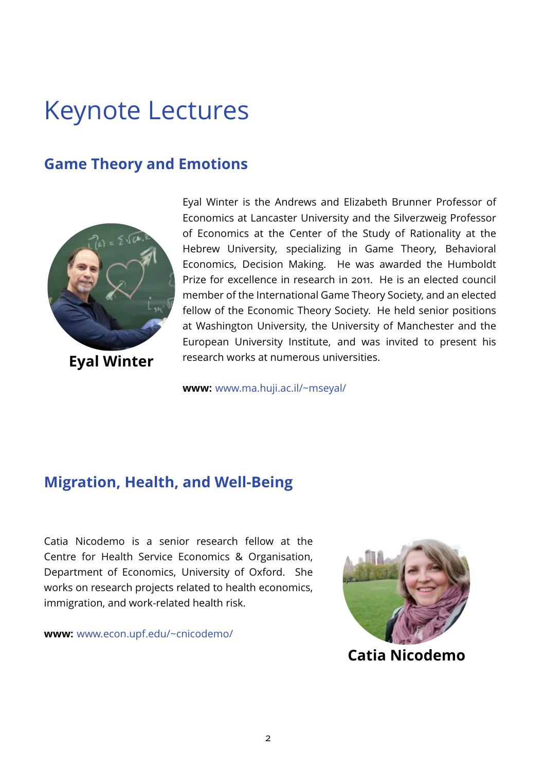# Keynote Lectures

## Game Theory and Emotions

**Eyal Winter**

Eyal Winter is the Andrews and Elizabeth Brunner Professor of Economics at Lancaster University and the Silverzweig Professor of Economics at the Center of the Study of Rationality at the Hebrew University, specializing in Game Theory, Behavioral Economics, Decision Making. He was awarded the Humboldt Prize for excellence in research in 2011. He is an elected council member of the International Game Theory Society, and an elected fellow of the Economic Theory Society. He held senior positions at Washington University, the University of Manchester and the European University Institute, and was invited to present his research works at numerous universities.

**www:** www.ma.huji.ac.il/~mseyal/

## Migration, Health, and Well-Being

**Catia Nicodemo**

Catia Nicodemo is a senior research fellow at the Centre for Health Service Economics & Organisation, Department of Economics, University of Oxford. She works on research projects related to health economics, immigration, and work-related health risk.

**www:** www.econ.upf.edu/~cnicodemo/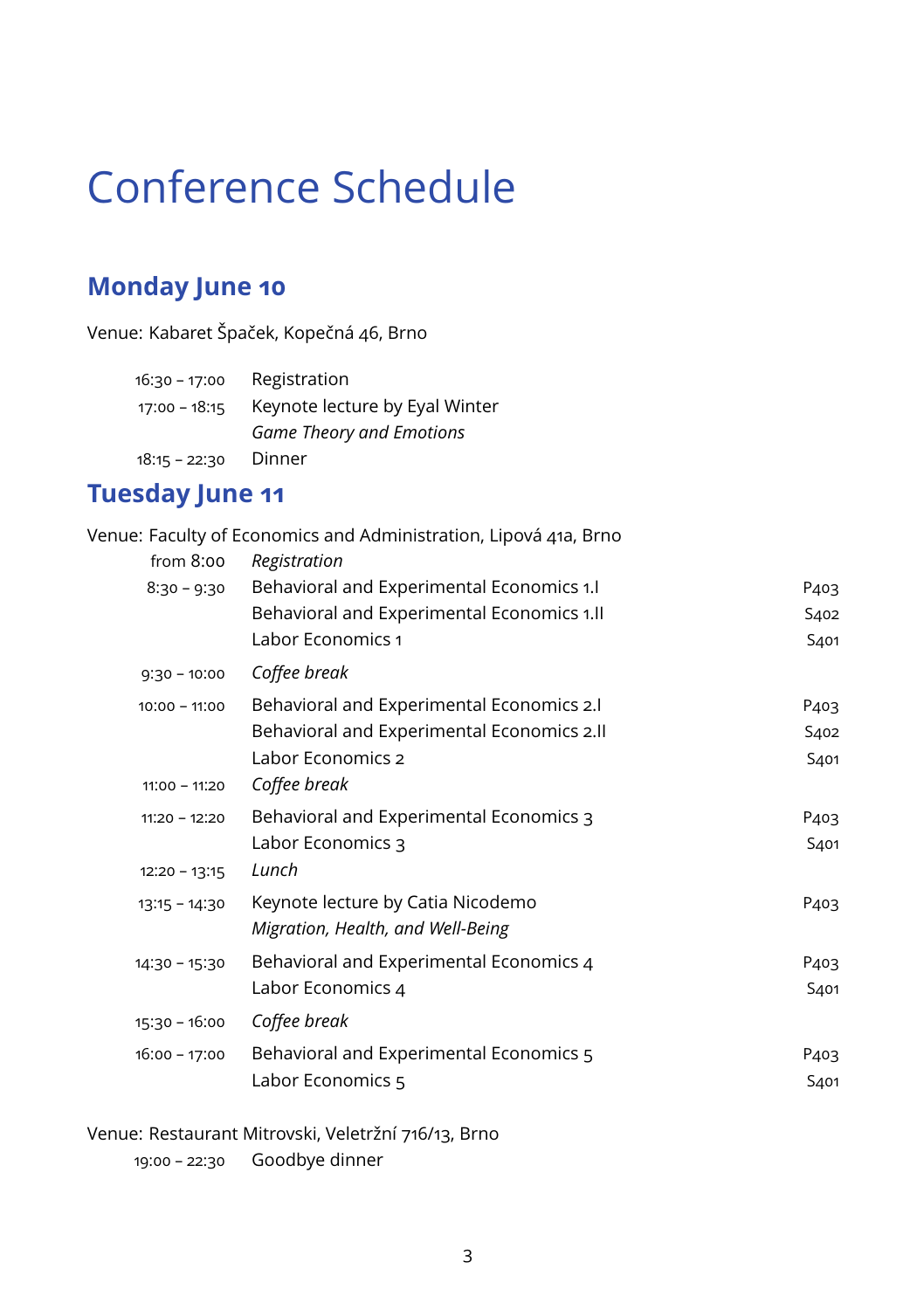# Conference Schedule

## Monday June 10

Venue: Kabaret Špaček, Kopečná 46, Brno

| | | |
|---|---|---|
| 16:30 – 17:00 | Registration | |
| 17:00 – 18:15 | Keynote lecture by Eyal Winter<br>*Game Theory and Emotions* | |
| 18:15 – 22:30 | Dinner | |

## Tuesday June 11

Venue: Faculty of Economics and Administration, Lipová 41a, Brno

| | | |
|---|---|---|
| from 8:00 | *Registration* | |
| 8:30 – 9:30 | Behavioral and Experimental Economics 1.I | P403 |
| | Behavioral and Experimental Economics 1.II | S402 |
| | Labor Economics 1 | S401 |
| 9:30 – 10:00 | *Coffee break* | |
| 10:00 – 11:00 | Behavioral and Experimental Economics 2.I | P403 |
| | Behavioral and Experimental Economics 2.II | S402 |
| | Labor Economics 2 | S401 |
| 11:00 – 11:20 | *Coffee break* | |
| 11:20 – 12:20 | Behavioral and Experimental Economics 3 | P403 |
| | Labor Economics 3 | S401 |
| 12:20 – 13:15 | *Lunch* | |
| 13:15 – 14:30 | Keynote lecture by Catia Nicodemo<br>*Migration, Health, and Well-Being* | P403 |
| 14:30 – 15:30 | Behavioral and Experimental Economics 4 | P403 |
| | Labor Economics 4 | S401 |
| 15:30 – 16:00 | *Coffee break* | |
| 16:00 – 17:00 | Behavioral and Experimental Economics 5 | P403 |
| | Labor Economics 5 | S401 |

Venue: Restaurant Mitrovski, Veletržní 716/13, Brno

| | |
|---|---|
| 19:00 – 22:30 | Goodbye dinner |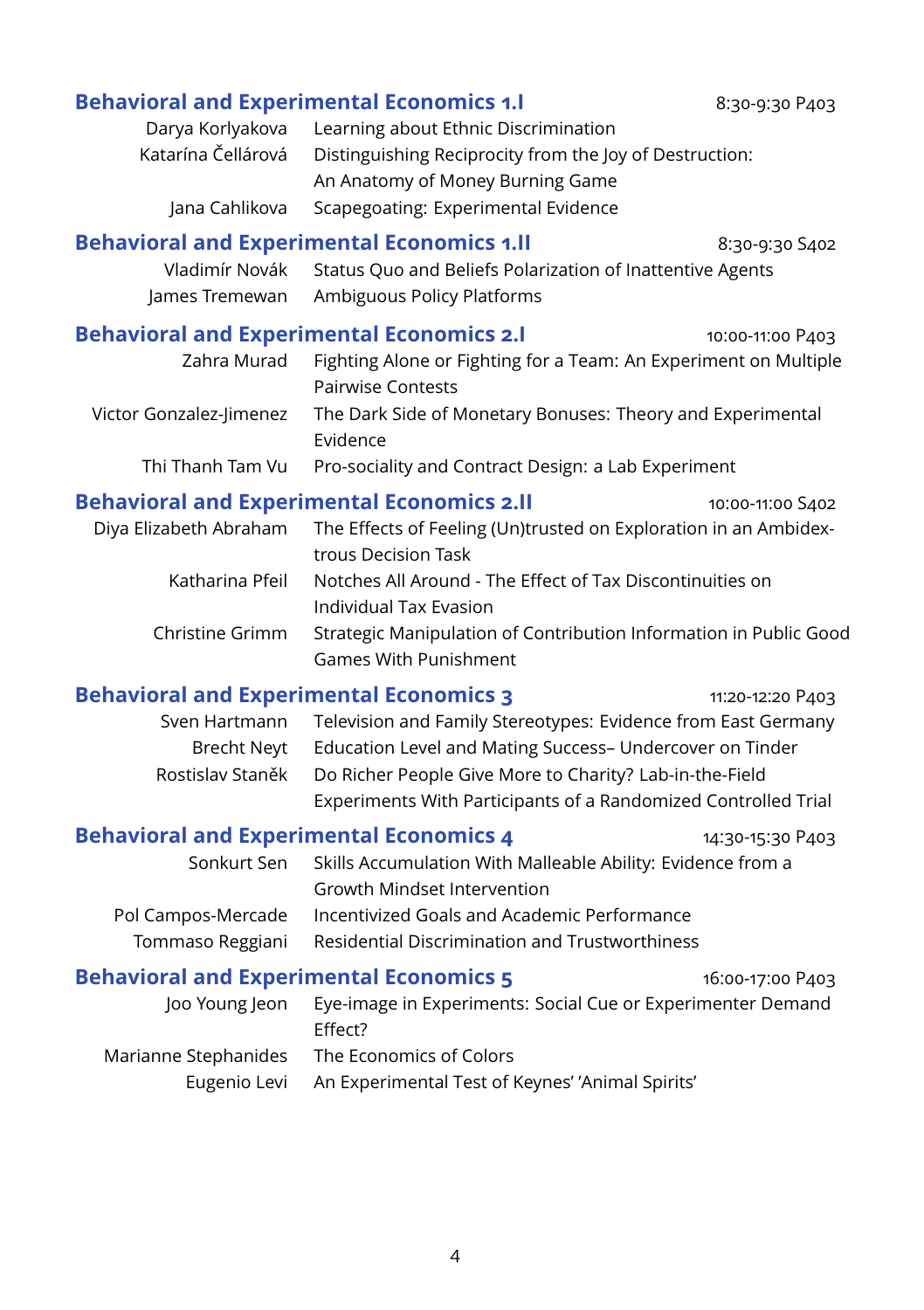## Behavioral and Experimental Economics 1.I

8:30-9:30 P403

| | |
|---|---|
| Darya Korlyakova | Learning about Ethnic Discrimination |
| Katarína Čellárová | Distinguishing Reciprocity from the Joy of Destruction: An Anatomy of Money Burning Game |
| Jana Cahlikova | Scapegoating: Experimental Evidence |

## Behavioral and Experimental Economics 1.II

8:30-9:30 S402

| | |
|---|---|
| Vladimír Novák | Status Quo and Beliefs Polarization of Inattentive Agents |
| James Tremewan | Ambiguous Policy Platforms |

## Behavioral and Experimental Economics 2.I

10:00-11:00 P403

| | |
|---|---|
| Zahra Murad | Fighting Alone or Fighting for a Team: An Experiment on Multiple Pairwise Contests |
| Victor Gonzalez-Jimenez | The Dark Side of Monetary Bonuses: Theory and Experimental Evidence |
| Thi Thanh Tam Vu | Pro-sociality and Contract Design: a Lab Experiment |

## Behavioral and Experimental Economics 2.II

10:00-11:00 S402

| | |
|---|---|
| Diya Elizabeth Abraham | The Effects of Feeling (Un)trusted on Exploration in an Ambidextrous Decision Task |
| Katharina Pfeil | Notches All Around - The Effect of Tax Discontinuities on Individual Tax Evasion |
| Christine Grimm | Strategic Manipulation of Contribution Information in Public Good Games With Punishment |

## Behavioral and Experimental Economics 3

11:20-12:20 P403

| | |
|---|---|
| Sven Hartmann | Television and Family Stereotypes: Evidence from East Germany |
| Brecht Neyt | Education Level and Mating Success– Undercover on Tinder |
| Rostislav Staněk | Do Richer People Give More to Charity? Lab-in-the-Field Experiments With Participants of a Randomized Controlled Trial |

## Behavioral and Experimental Economics 4

14:30-15:30 P403

| | |
|---|---|
| Sonkurt Sen | Skills Accumulation With Malleable Ability: Evidence from a Growth Mindset Intervention |
| Pol Campos-Mercade | Incentivized Goals and Academic Performance |
| Tommaso Reggiani | Residential Discrimination and Trustworthiness |

## Behavioral and Experimental Economics 5

16:00-17:00 P403

| | |
|---|---|
| Joo Young Jeon | Eye-image in Experiments: Social Cue or Experimenter Demand Effect? |
| Marianne Stephanides | The Economics of Colors |
| Eugenio Levi | An Experimental Test of Keynes' 'Animal Spirits' |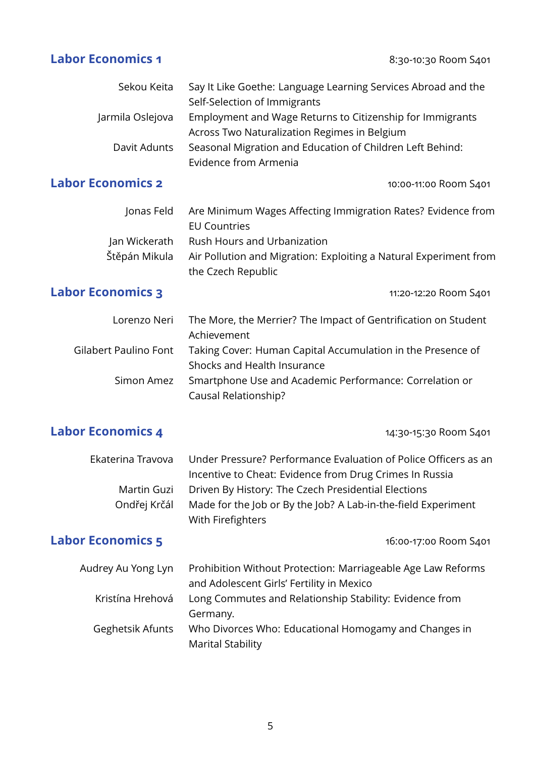## Labor Economics 1

8:30-10:30 Room S401

| | |
|---|---|
| Sekou Keita | Say It Like Goethe: Language Learning Services Abroad and the Self-Selection of Immigrants |
| Jarmila Oslejova | Employment and Wage Returns to Citizenship for Immigrants Across Two Naturalization Regimes in Belgium |
| Davit Adunts | Seasonal Migration and Education of Children Left Behind: Evidence from Armenia |

## Labor Economics 2

10:00-11:00 Room S401

| | |
|---|---|
| Jonas Feld | Are Minimum Wages Affecting Immigration Rates? Evidence from EU Countries |
| Jan Wickerath | Rush Hours and Urbanization |
| Štěpán Mikula | Air Pollution and Migration: Exploiting a Natural Experiment from the Czech Republic |

## Labor Economics 3

11:20-12:20 Room S401

| | |
|---|---|
| Lorenzo Neri | The More, the Merrier? The Impact of Gentrification on Student Achievement |
| Gilabert Paulino Font | Taking Cover: Human Capital Accumulation in the Presence of Shocks and Health Insurance |
| Simon Amez | Smartphone Use and Academic Performance: Correlation or Causal Relationship? |

## Labor Economics 4

14:30-15:30 Room S401

| | |
|---|---|
| Ekaterina Travova | Under Pressure? Performance Evaluation of Police Officers as an Incentive to Cheat: Evidence from Drug Crimes In Russia |
| Martin Guzi | Driven By History: The Czech Presidential Elections |
| Ondřej Krčál | Made for the Job or By the Job? A Lab-in-the-field Experiment With Firefighters |

## Labor Economics 5

16:00-17:00 Room S401

| | |
|---|---|
| Audrey Au Yong Lyn | Prohibition Without Protection: Marriageable Age Law Reforms and Adolescent Girls' Fertility in Mexico |
| Kristína Hrehová | Long Commutes and Relationship Stability: Evidence from Germany. |
| Geghetsik Afunts | Who Divorces Who: Educational Homogamy and Changes in Marital Stability |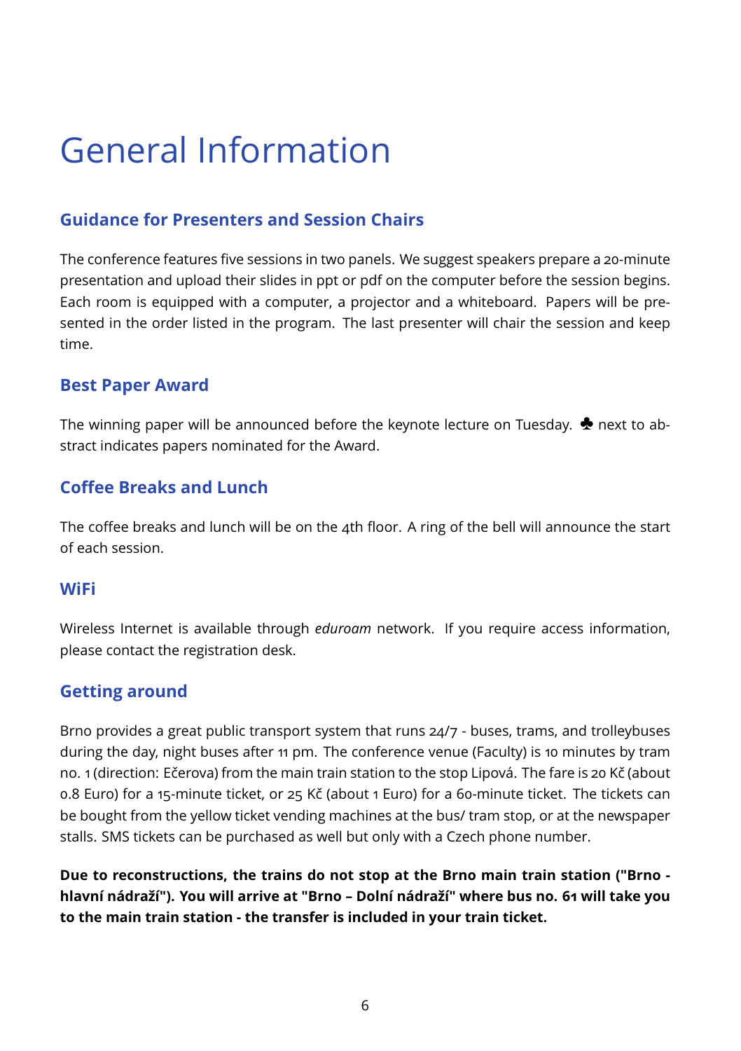# General Information

## Guidance for Presenters and Session Chairs

The conference features five sessions in two panels. We suggest speakers prepare a 20-minute presentation and upload their slides in ppt or pdf on the computer before the session begins. Each room is equipped with a computer, a projector and a whiteboard. Papers will be presented in the order listed in the program. The last presenter will chair the session and keep time.

## Best Paper Award

The winning paper will be announced before the keynote lecture on Tuesday. ♣ next to abstract indicates papers nominated for the Award.

## Coffee Breaks and Lunch

The coffee breaks and lunch will be on the 4th floor. A ring of the bell will announce the start of each session.

## WiFi

Wireless Internet is available through *eduroam* network. If you require access information, please contact the registration desk.

## Getting around

Brno provides a great public transport system that runs 24/7 - buses, trams, and trolleybuses during the day, night buses after 11 pm. The conference venue (Faculty) is 10 minutes by tram no. 1 (direction: Ečerova) from the main train station to the stop Lipová. The fare is 20 Kč (about 0.8 Euro) for a 15-minute ticket, or 25 Kč (about 1 Euro) for a 60-minute ticket. The tickets can be bought from the yellow ticket vending machines at the bus/ tram stop, or at the newspaper stalls. SMS tickets can be purchased as well but only with a Czech phone number.

**Due to reconstructions, the trains do not stop at the Brno main train station ("Brno - hlavní nádraží"). You will arrive at "Brno – Dolní nádraží" where bus no. 61 will take you to the main train station - the transfer is included in your train ticket.**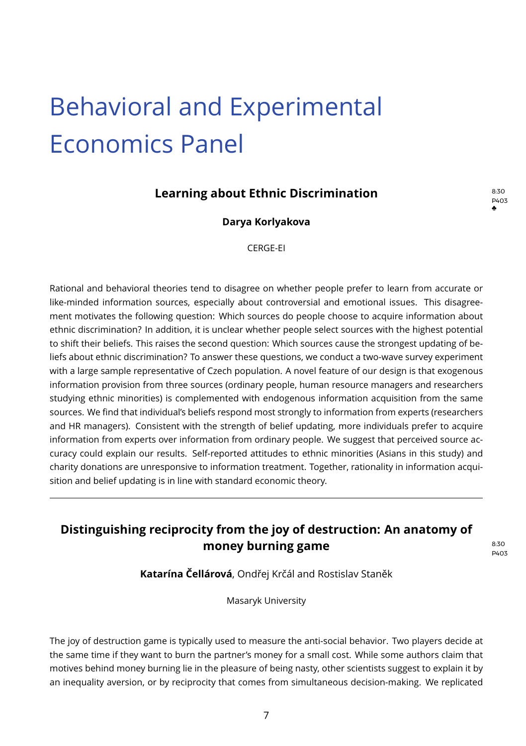# Behavioral and Experimental Economics Panel

### Learning about Ethnic Discrimination

8:30
P403
♣

**Darya Korlyakova**

CERGE-EI

Rational and behavioral theories tend to disagree on whether people prefer to learn from accurate or like-minded information sources, especially about controversial and emotional issues. This disagreement motivates the following question: Which sources do people choose to acquire information about ethnic discrimination? In addition, it is unclear whether people select sources with the highest potential to shift their beliefs. This raises the second question: Which sources cause the strongest updating of beliefs about ethnic discrimination? To answer these questions, we conduct a two-wave survey experiment with a large sample representative of Czech population. A novel feature of our design is that exogenous information provision from three sources (ordinary people, human resource managers and researchers studying ethnic minorities) is complemented with endogenous information acquisition from the same sources. We find that individual's beliefs respond most strongly to information from experts (researchers and HR managers). Consistent with the strength of belief updating, more individuals prefer to acquire information from experts over information from ordinary people. We suggest that perceived source accuracy could explain our results. Self-reported attitudes to ethnic minorities (Asians in this study) and charity donations are unresponsive to information treatment. Together, rationality in information acquisition and belief updating is in line with standard economic theory.

---

### Distinguishing reciprocity from the joy of destruction: An anatomy of money burning game

8:30
P403

**Katarína Čellárová**, Ondřej Krčál and Rostislav Staněk

Masaryk University

The joy of destruction game is typically used to measure the anti-social behavior. Two players decide at the same time if they want to burn the partner's money for a small cost. While some authors claim that motives behind money burning lie in the pleasure of being nasty, other scientists suggest to explain it by an inequality aversion, or by reciprocity that comes from simultaneous decision-making. We replicated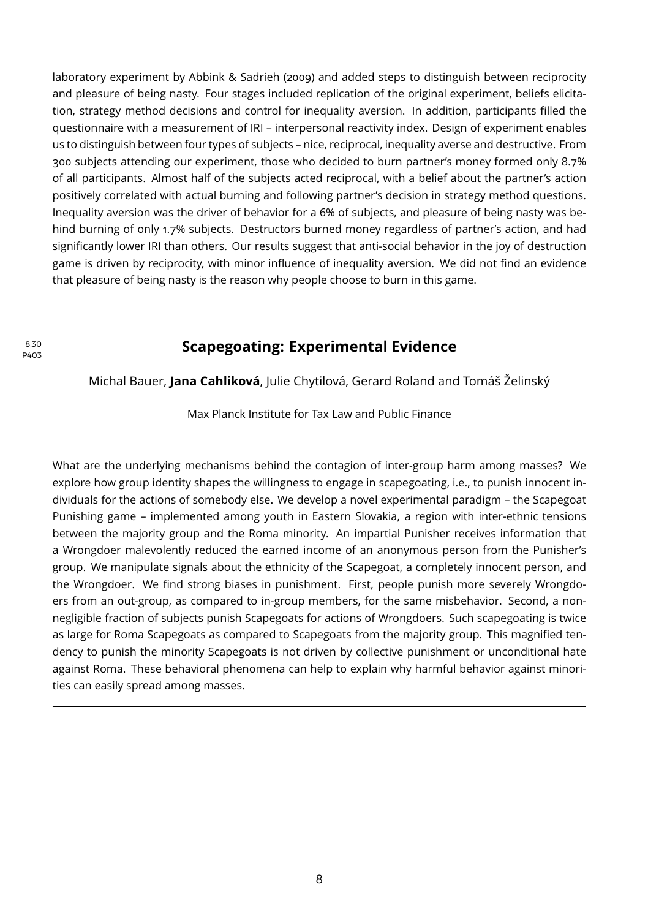laboratory experiment by Abbink & Sadrieh (2009) and added steps to distinguish between reciprocity and pleasure of being nasty. Four stages included replication of the original experiment, beliefs elicitation, strategy method decisions and control for inequality aversion. In addition, participants filled the questionnaire with a measurement of IRI – interpersonal reactivity index. Design of experiment enables us to distinguish between four types of subjects – nice, reciprocal, inequality averse and destructive. From 300 subjects attending our experiment, those who decided to burn partner's money formed only 8.7% of all participants. Almost half of the subjects acted reciprocal, with a belief about the partner's action positively correlated with actual burning and following partner's decision in strategy method questions. Inequality aversion was the driver of behavior for a 6% of subjects, and pleasure of being nasty was behind burning of only 1.7% subjects. Destructors burned money regardless of partner's action, and had significantly lower IRI than others. Our results suggest that anti-social behavior in the joy of destruction game is driven by reciprocity, with minor influence of inequality aversion. We did not find an evidence that pleasure of being nasty is the reason why people choose to burn in this game.

---

8:30
P403

## Scapegoating: Experimental Evidence

Michal Bauer, **Jana Cahliková**, Julie Chytilová, Gerard Roland and Tomáš Želinský

Max Planck Institute for Tax Law and Public Finance

What are the underlying mechanisms behind the contagion of inter-group harm among masses? We explore how group identity shapes the willingness to engage in scapegoating, i.e., to punish innocent individuals for the actions of somebody else. We develop a novel experimental paradigm – the Scapegoat Punishing game – implemented among youth in Eastern Slovakia, a region with inter-ethnic tensions between the majority group and the Roma minority. An impartial Punisher receives information that a Wrongdoer malevolently reduced the earned income of an anonymous person from the Punisher's group. We manipulate signals about the ethnicity of the Scapegoat, a completely innocent person, and the Wrongdoer. We find strong biases in punishment. First, people punish more severely Wrongdoers from an out-group, as compared to in-group members, for the same misbehavior. Second, a non-negligible fraction of subjects punish Scapegoats for actions of Wrongdoers. Such scapegoating is twice as large for Roma Scapegoats as compared to Scapegoats from the majority group. This magnified tendency to punish the minority Scapegoats is not driven by collective punishment or unconditional hate against Roma. These behavioral phenomena can help to explain why harmful behavior against minorities can easily spread among masses.

---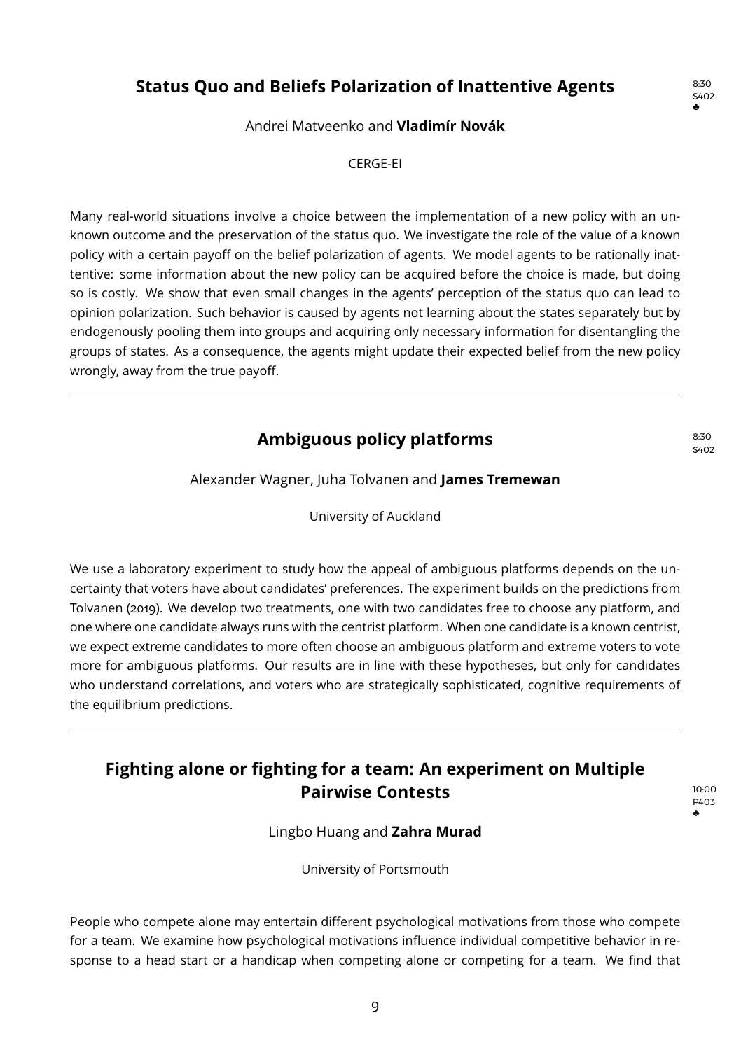## Status Quo and Beliefs Polarization of Inattentive Agents

8:30
S402
♣

Andrei Matveenko and **Vladimír Novák**

CERGE-EI

Many real-world situations involve a choice between the implementation of a new policy with an unknown outcome and the preservation of the status quo. We investigate the role of the value of a known policy with a certain payoff on the belief polarization of agents. We model agents to be rationally inattentive: some information about the new policy can be acquired before the choice is made, but doing so is costly. We show that even small changes in the agents' perception of the status quo can lead to opinion polarization. Such behavior is caused by agents not learning about the states separately but by endogenously pooling them into groups and acquiring only necessary information for disentangling the groups of states. As a consequence, the agents might update their expected belief from the new policy wrongly, away from the true payoff.

---

## Ambiguous policy platforms

8:30
S402

Alexander Wagner, Juha Tolvanen and **James Tremewan**

University of Auckland

We use a laboratory experiment to study how the appeal of ambiguous platforms depends on the uncertainty that voters have about candidates' preferences. The experiment builds on the predictions from Tolvanen (2019). We develop two treatments, one with two candidates free to choose any platform, and one where one candidate always runs with the centrist platform. When one candidate is a known centrist, we expect extreme candidates to more often choose an ambiguous platform and extreme voters to vote more for ambiguous platforms. Our results are in line with these hypotheses, but only for candidates who understand correlations, and voters who are strategically sophisticated, cognitive requirements of the equilibrium predictions.

---

## Fighting alone or fighting for a team: An experiment on Multiple Pairwise Contests

10:00
P403
♣

Lingbo Huang and **Zahra Murad**

University of Portsmouth

People who compete alone may entertain different psychological motivations from those who compete for a team. We examine how psychological motivations influence individual competitive behavior in response to a head start or a handicap when competing alone or competing for a team. We find that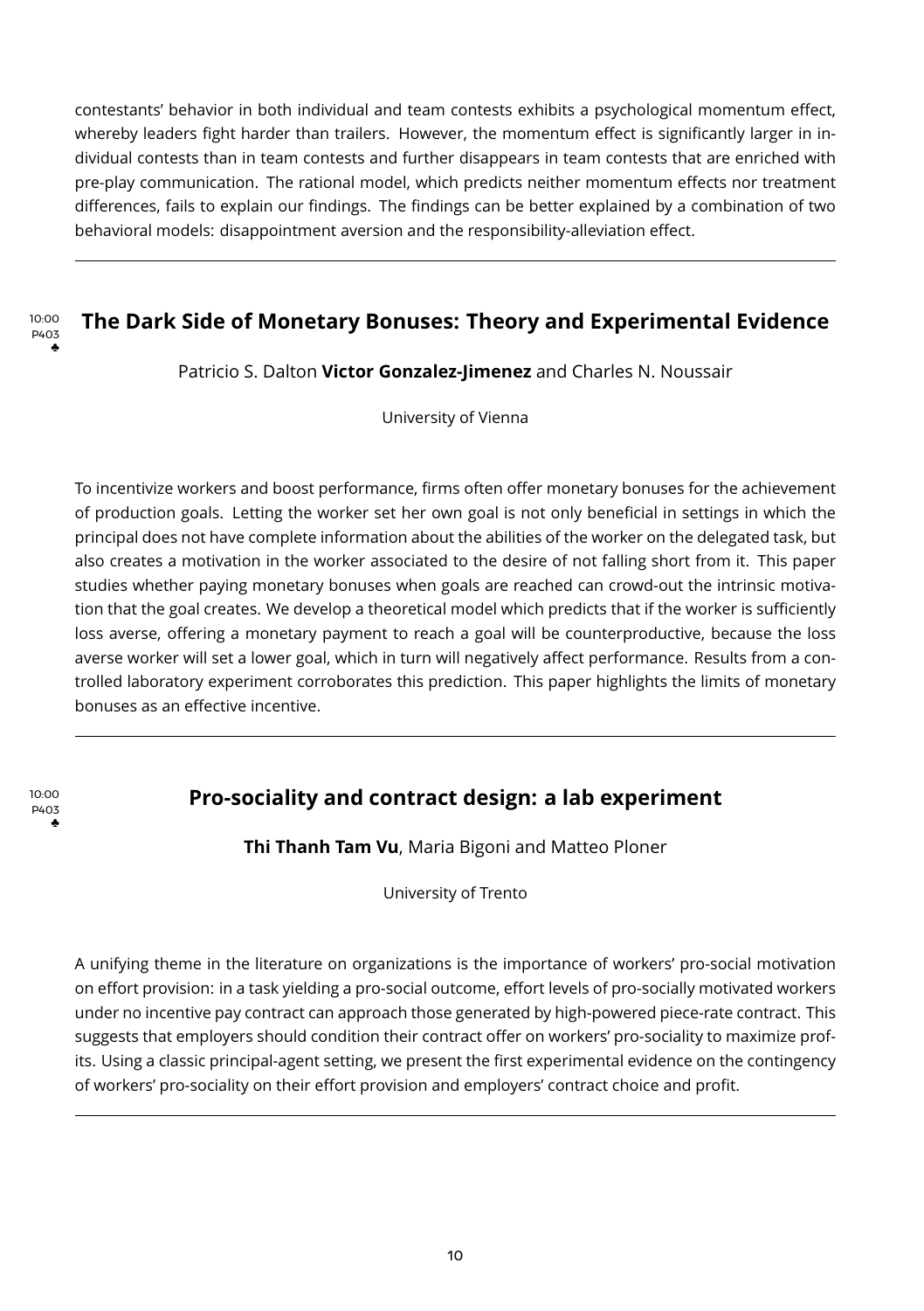contestants' behavior in both individual and team contests exhibits a psychological momentum effect, whereby leaders fight harder than trailers. However, the momentum effect is significantly larger in individual contests than in team contests and further disappears in team contests that are enriched with pre-play communication. The rational model, which predicts neither momentum effects nor treatment differences, fails to explain our findings. The findings can be better explained by a combination of two behavioral models: disappointment aversion and the responsibility-alleviation effect.

---

10:00
P403
♣

## The Dark Side of Monetary Bonuses: Theory and Experimental Evidence

Patricio S. Dalton **Victor Gonzalez-Jimenez** and Charles N. Noussair

University of Vienna

To incentivize workers and boost performance, firms often offer monetary bonuses for the achievement of production goals. Letting the worker set her own goal is not only beneficial in settings in which the principal does not have complete information about the abilities of the worker on the delegated task, but also creates a motivation in the worker associated to the desire of not falling short from it. This paper studies whether paying monetary bonuses when goals are reached can crowd-out the intrinsic motivation that the goal creates. We develop a theoretical model which predicts that if the worker is sufficiently loss averse, offering a monetary payment to reach a goal will be counterproductive, because the loss averse worker will set a lower goal, which in turn will negatively affect performance. Results from a controlled laboratory experiment corroborates this prediction. This paper highlights the limits of monetary bonuses as an effective incentive.

---

10:00
P403
♣

## Pro-sociality and contract design: a lab experiment

**Thi Thanh Tam Vu**, Maria Bigoni and Matteo Ploner

University of Trento

A unifying theme in the literature on organizations is the importance of workers' pro-social motivation on effort provision: in a task yielding a pro-social outcome, effort levels of pro-socially motivated workers under no incentive pay contract can approach those generated by high-powered piece-rate contract. This suggests that employers should condition their contract offer on workers' pro-sociality to maximize profits. Using a classic principal-agent setting, we present the first experimental evidence on the contingency of workers' pro-sociality on their effort provision and employers' contract choice and profit.

---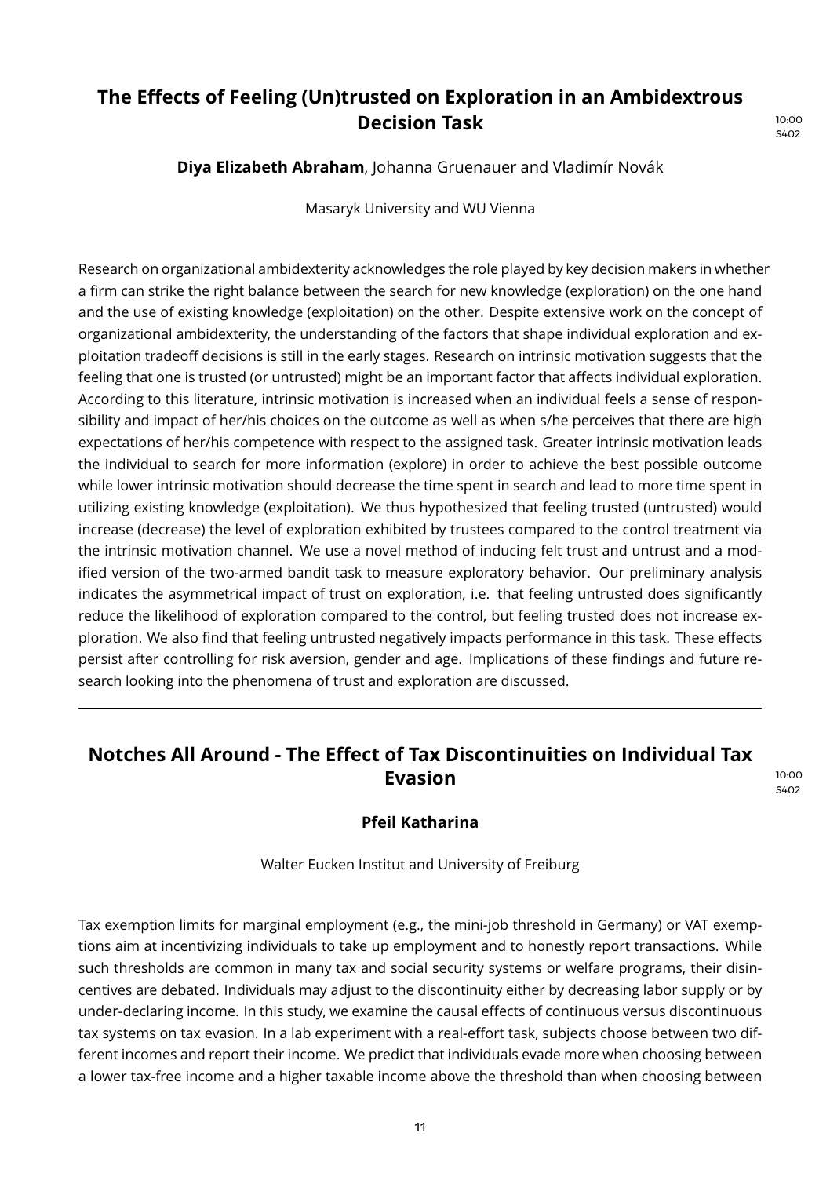## The Effects of Feeling (Un)trusted on Exploration in an Ambidextrous Decision Task

10:00
S402

**Diya Elizabeth Abraham**, Johanna Gruenauer and Vladimír Novák

Masaryk University and WU Vienna

Research on organizational ambidexterity acknowledges the role played by key decision makers in whether a firm can strike the right balance between the search for new knowledge (exploration) on the one hand and the use of existing knowledge (exploitation) on the other. Despite extensive work on the concept of organizational ambidexterity, the understanding of the factors that shape individual exploration and exploitation tradeoff decisions is still in the early stages. Research on intrinsic motivation suggests that the feeling that one is trusted (or untrusted) might be an important factor that affects individual exploration. According to this literature, intrinsic motivation is increased when an individual feels a sense of responsibility and impact of her/his choices on the outcome as well as when s/he perceives that there are high expectations of her/his competence with respect to the assigned task. Greater intrinsic motivation leads the individual to search for more information (explore) in order to achieve the best possible outcome while lower intrinsic motivation should decrease the time spent in search and lead to more time spent in utilizing existing knowledge (exploitation). We thus hypothesized that feeling trusted (untrusted) would increase (decrease) the level of exploration exhibited by trustees compared to the control treatment via the intrinsic motivation channel. We use a novel method of inducing felt trust and untrust and a modified version of the two-armed bandit task to measure exploratory behavior. Our preliminary analysis indicates the asymmetrical impact of trust on exploration, i.e. that feeling untrusted does significantly reduce the likelihood of exploration compared to the control, but feeling trusted does not increase exploration. We also find that feeling untrusted negatively impacts performance in this task. These effects persist after controlling for risk aversion, gender and age. Implications of these findings and future research looking into the phenomena of trust and exploration are discussed.

---

## Notches All Around - The Effect of Tax Discontinuities on Individual Tax Evasion

10:00
S402

**Pfeil Katharina**

Walter Eucken Institut and University of Freiburg

Tax exemption limits for marginal employment (e.g., the mini-job threshold in Germany) or VAT exemptions aim at incentivizing individuals to take up employment and to honestly report transactions. While such thresholds are common in many tax and social security systems or welfare programs, their disincentives are debated. Individuals may adjust to the discontinuity either by decreasing labor supply or by under-declaring income. In this study, we examine the causal effects of continuous versus discontinuous tax systems on tax evasion. In a lab experiment with a real-effort task, subjects choose between two different incomes and report their income. We predict that individuals evade more when choosing between a lower tax-free income and a higher taxable income above the threshold than when choosing between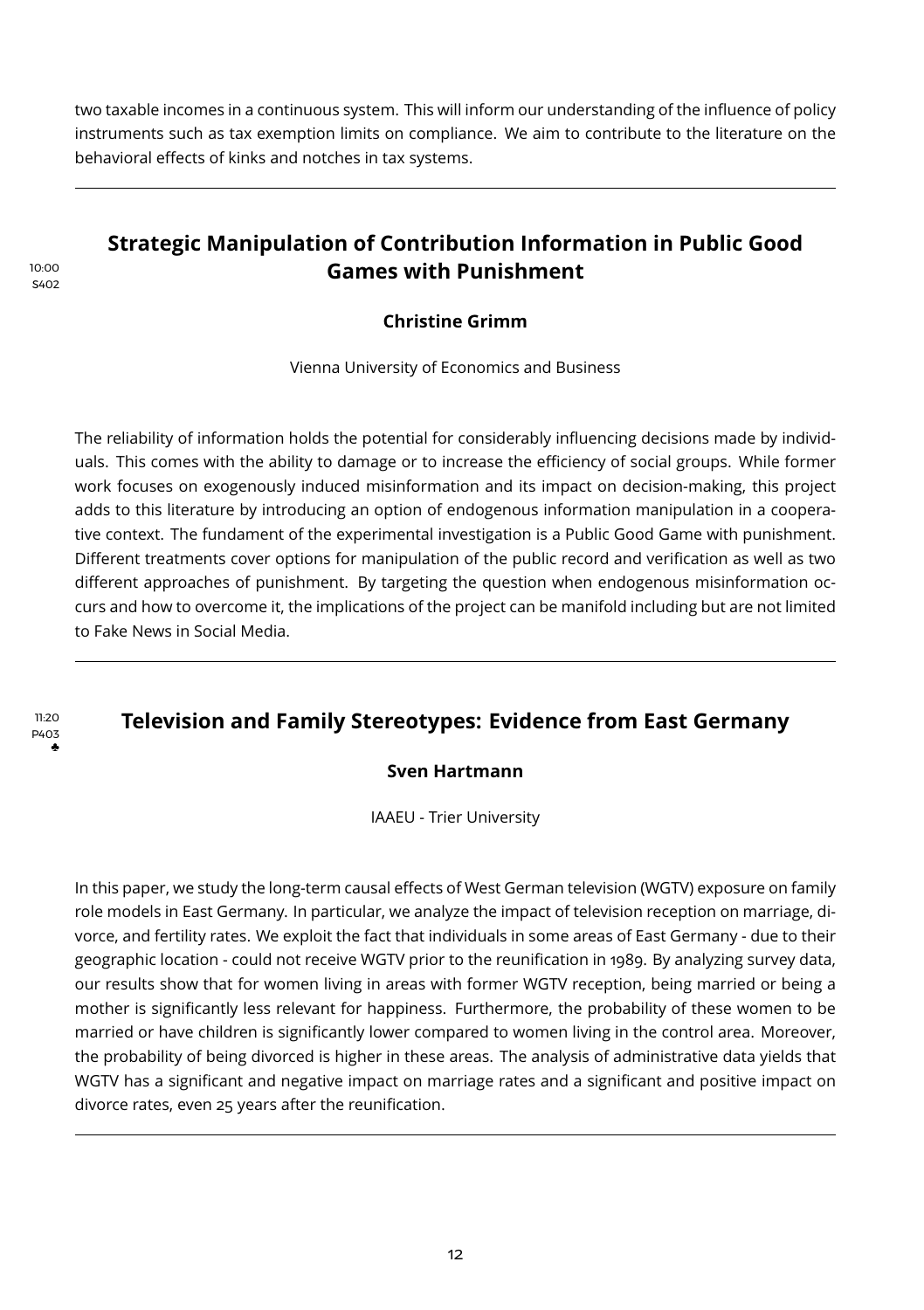two taxable incomes in a continuous system. This will inform our understanding of the influence of policy instruments such as tax exemption limits on compliance. We aim to contribute to the literature on the behavioral effects of kinks and notches in tax systems.

---

10:00
S402

## Strategic Manipulation of Contribution Information in Public Good Games with Punishment

**Christine Grimm**

Vienna University of Economics and Business

The reliability of information holds the potential for considerably influencing decisions made by individuals. This comes with the ability to damage or to increase the efficiency of social groups. While former work focuses on exogenously induced misinformation and its impact on decision-making, this project adds to this literature by introducing an option of endogenous information manipulation in a cooperative context. The fundament of the experimental investigation is a Public Good Game with punishment. Different treatments cover options for manipulation of the public record and verification as well as two different approaches of punishment. By targeting the question when endogenous misinformation occurs and how to overcome it, the implications of the project can be manifold including but are not limited to Fake News in Social Media.

---

11:20
P403
♣

## Television and Family Stereotypes: Evidence from East Germany

**Sven Hartmann**

IAAEU - Trier University

In this paper, we study the long-term causal effects of West German television (WGTV) exposure on family role models in East Germany. In particular, we analyze the impact of television reception on marriage, divorce, and fertility rates. We exploit the fact that individuals in some areas of East Germany - due to their geographic location - could not receive WGTV prior to the reunification in 1989. By analyzing survey data, our results show that for women living in areas with former WGTV reception, being married or being a mother is significantly less relevant for happiness. Furthermore, the probability of these women to be married or have children is significantly lower compared to women living in the control area. Moreover, the probability of being divorced is higher in these areas. The analysis of administrative data yields that WGTV has a significant and negative impact on marriage rates and a significant and positive impact on divorce rates, even 25 years after the reunification.

---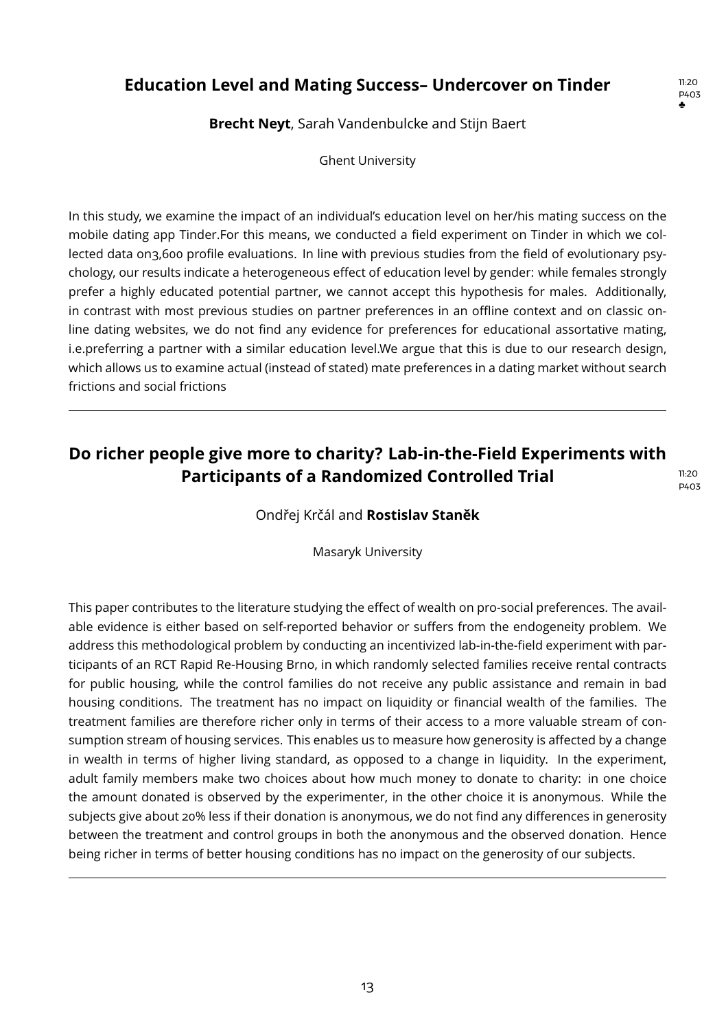## Education Level and Mating Success– Undercover on Tinder

11:20
P403
♣

**Brecht Neyt**, Sarah Vandenbulcke and Stijn Baert

Ghent University

In this study, we examine the impact of an individual's education level on her/his mating success on the mobile dating app Tinder.For this means, we conducted a field experiment on Tinder in which we collected data on3,600 profile evaluations. In line with previous studies from the field of evolutionary psychology, our results indicate a heterogeneous effect of education level by gender: while females strongly prefer a highly educated potential partner, we cannot accept this hypothesis for males. Additionally, in contrast with most previous studies on partner preferences in an offline context and on classic online dating websites, we do not find any evidence for preferences for educational assortative mating, i.e.preferring a partner with a similar education level.We argue that this is due to our research design, which allows us to examine actual (instead of stated) mate preferences in a dating market without search frictions and social frictions

---

## Do richer people give more to charity? Lab-in-the-Field Experiments with Participants of a Randomized Controlled Trial

11:20
P403

Ondřej Krčál and **Rostislav Staněk**

Masaryk University

This paper contributes to the literature studying the effect of wealth on pro-social preferences. The available evidence is either based on self-reported behavior or suffers from the endogeneity problem. We address this methodological problem by conducting an incentivized lab-in-the-field experiment with participants of an RCT Rapid Re-Housing Brno, in which randomly selected families receive rental contracts for public housing, while the control families do not receive any public assistance and remain in bad housing conditions. The treatment has no impact on liquidity or financial wealth of the families. The treatment families are therefore richer only in terms of their access to a more valuable stream of consumption stream of housing services. This enables us to measure how generosity is affected by a change in wealth in terms of higher living standard, as opposed to a change in liquidity. In the experiment, adult family members make two choices about how much money to donate to charity: in one choice the amount donated is observed by the experimenter, in the other choice it is anonymous. While the subjects give about 20% less if their donation is anonymous, we do not find any differences in generosity between the treatment and control groups in both the anonymous and the observed donation. Hence being richer in terms of better housing conditions has no impact on the generosity of our subjects.

---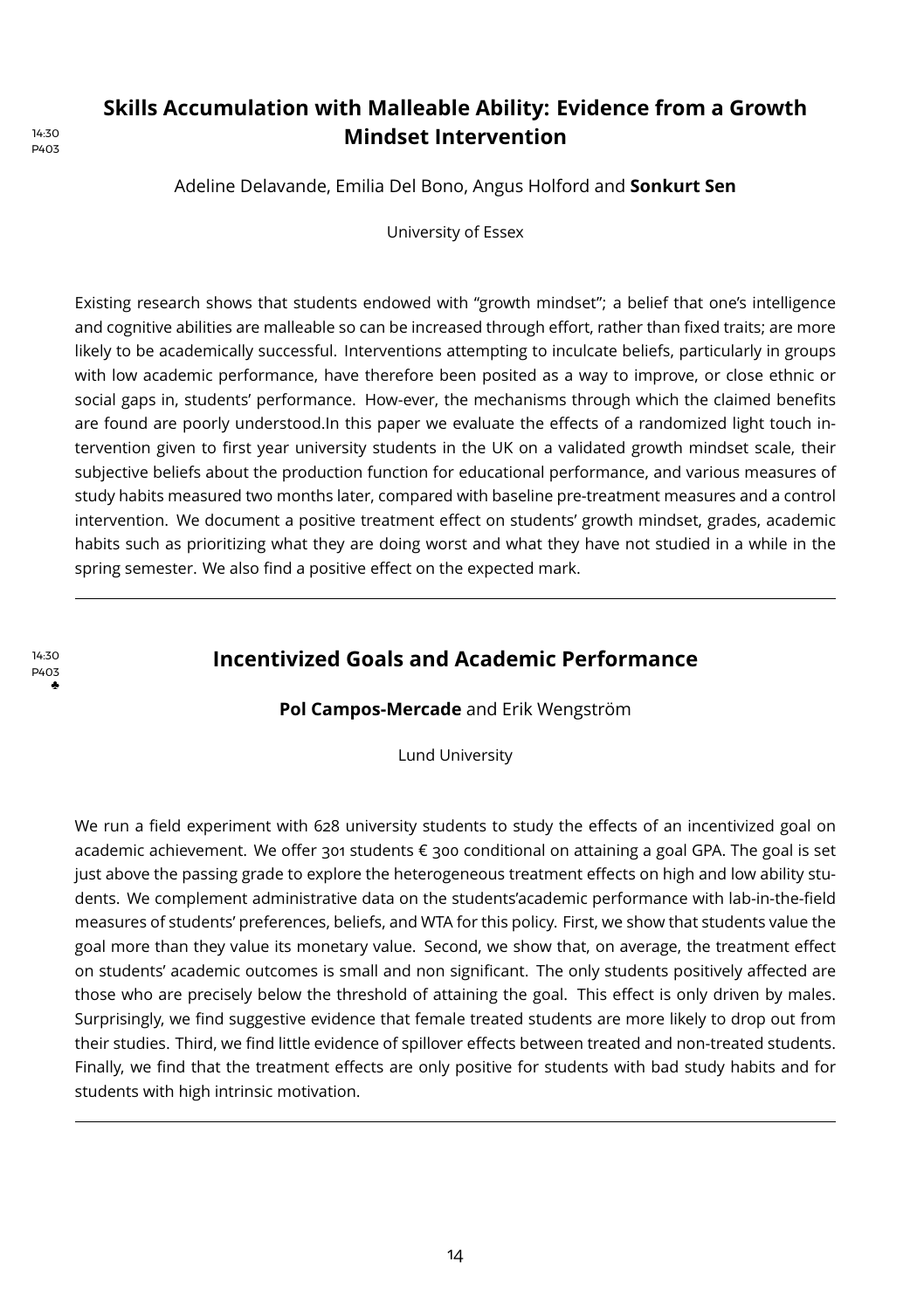14:30
P403

## Skills Accumulation with Malleable Ability: Evidence from a Growth Mindset Intervention

Adeline Delavande, Emilia Del Bono, Angus Holford and **Sonkurt Sen**

University of Essex

Existing research shows that students endowed with "growth mindset"; a belief that one's intelligence and cognitive abilities are malleable so can be increased through effort, rather than fixed traits; are more likely to be academically successful. Interventions attempting to inculcate beliefs, particularly in groups with low academic performance, have therefore been posited as a way to improve, or close ethnic or social gaps in, students' performance. How-ever, the mechanisms through which the claimed benefits are found are poorly understood.In this paper we evaluate the effects of a randomized light touch intervention given to first year university students in the UK on a validated growth mindset scale, their subjective beliefs about the production function for educational performance, and various measures of study habits measured two months later, compared with baseline pre-treatment measures and a control intervention. We document a positive treatment effect on students' growth mindset, grades, academic habits such as prioritizing what they are doing worst and what they have not studied in a while in the spring semester. We also find a positive effect on the expected mark.

---

14:30
P403
♣

## Incentivized Goals and Academic Performance

**Pol Campos-Mercade** and Erik Wengström

Lund University

We run a field experiment with 628 university students to study the effects of an incentivized goal on academic achievement. We offer 301 students € 300 conditional on attaining a goal GPA. The goal is set just above the passing grade to explore the heterogeneous treatment effects on high and low ability students. We complement administrative data on the students'academic performance with lab-in-the-field measures of students' preferences, beliefs, and WTA for this policy. First, we show that students value the goal more than they value its monetary value. Second, we show that, on average, the treatment effect on students' academic outcomes is small and non significant. The only students positively affected are those who are precisely below the threshold of attaining the goal. This effect is only driven by males. Surprisingly, we find suggestive evidence that female treated students are more likely to drop out from their studies. Third, we find little evidence of spillover effects between treated and non-treated students. Finally, we find that the treatment effects are only positive for students with bad study habits and for students with high intrinsic motivation.

---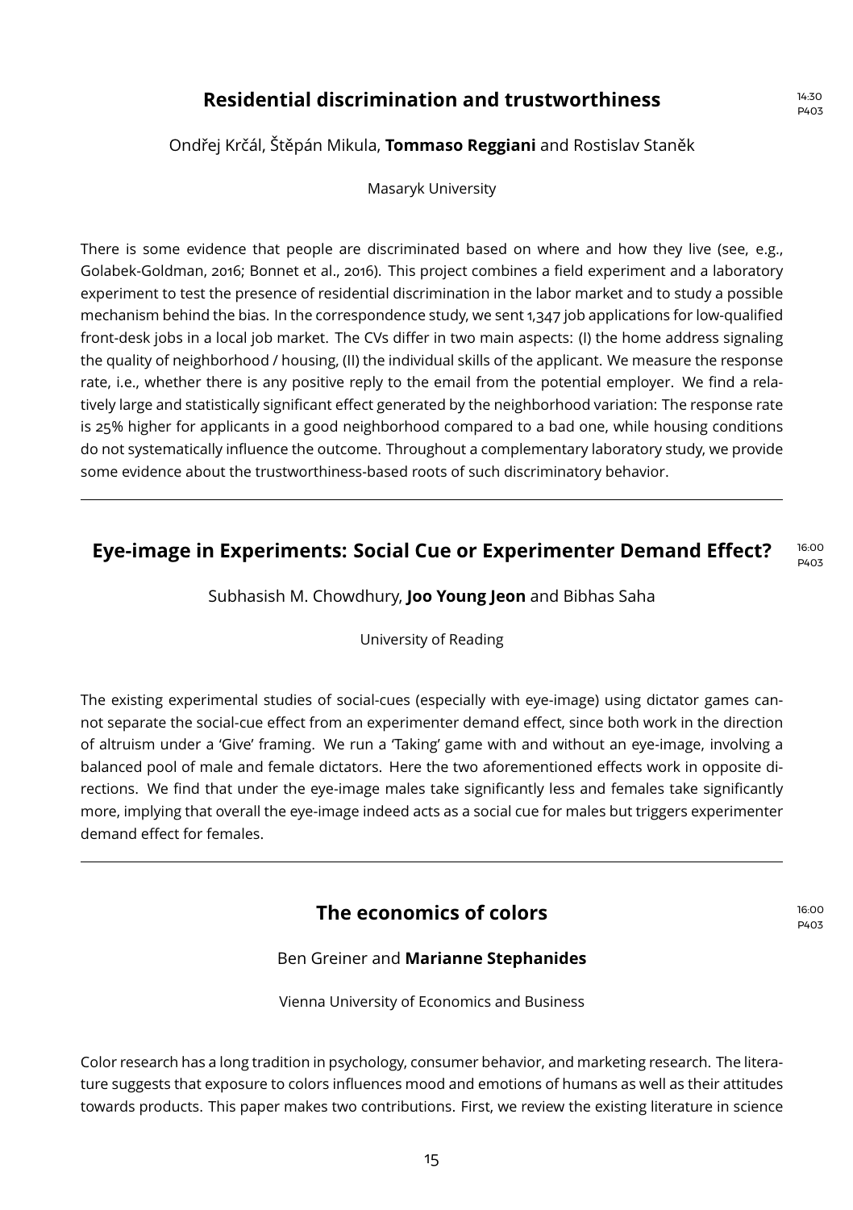## Residential discrimination and trustworthiness

14:30
P403

Ondřej Krčál, Štěpán Mikula, **Tommaso Reggiani** and Rostislav Staněk

Masaryk University

There is some evidence that people are discriminated based on where and how they live (see, e.g., Golabek-Goldman, 2016; Bonnet et al., 2016). This project combines a field experiment and a laboratory experiment to test the presence of residential discrimination in the labor market and to study a possible mechanism behind the bias. In the correspondence study, we sent 1,347 job applications for low-qualified front-desk jobs in a local job market. The CVs differ in two main aspects: (I) the home address signaling the quality of neighborhood / housing, (II) the individual skills of the applicant. We measure the response rate, i.e., whether there is any positive reply to the email from the potential employer. We find a relatively large and statistically significant effect generated by the neighborhood variation: The response rate is 25% higher for applicants in a good neighborhood compared to a bad one, while housing conditions do not systematically influence the outcome. Throughout a complementary laboratory study, we provide some evidence about the trustworthiness-based roots of such discriminatory behavior.

---

## Eye-image in Experiments: Social Cue or Experimenter Demand Effect?

16:00
P403

Subhasish M. Chowdhury, **Joo Young Jeon** and Bibhas Saha

University of Reading

The existing experimental studies of social-cues (especially with eye-image) using dictator games cannot separate the social-cue effect from an experimenter demand effect, since both work in the direction of altruism under a 'Give' framing. We run a 'Taking' game with and without an eye-image, involving a balanced pool of male and female dictators. Here the two aforementioned effects work in opposite directions. We find that under the eye-image males take significantly less and females take significantly more, implying that overall the eye-image indeed acts as a social cue for males but triggers experimenter demand effect for females.

---

## The economics of colors

16:00
P403

Ben Greiner and **Marianne Stephanides**

Vienna University of Economics and Business

Color research has a long tradition in psychology, consumer behavior, and marketing research. The literature suggests that exposure to colors influences mood and emotions of humans as well as their attitudes towards products. This paper makes two contributions. First, we review the existing literature in science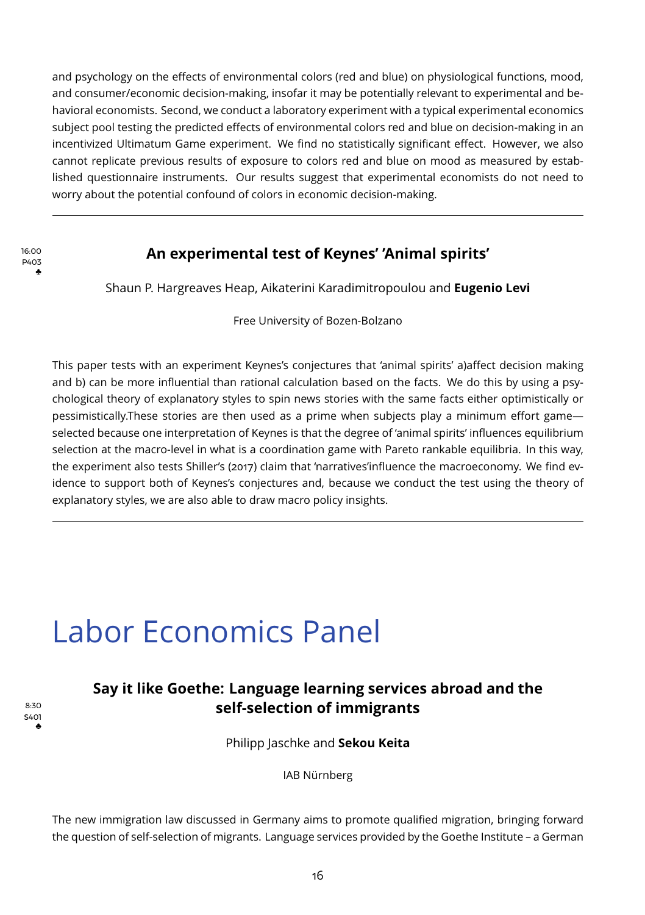and psychology on the effects of environmental colors (red and blue) on physiological functions, mood, and consumer/economic decision-making, insofar it may be potentially relevant to experimental and behavioral economists. Second, we conduct a laboratory experiment with a typical experimental economics subject pool testing the predicted effects of environmental colors red and blue on decision-making in an incentivized Ultimatum Game experiment. We find no statistically significant effect. However, we also cannot replicate previous results of exposure to colors red and blue on mood as measured by established questionnaire instruments. Our results suggest that experimental economists do not need to worry about the potential confound of colors in economic decision-making.

---

16:00
P403
♣

### An experimental test of Keynes' 'Animal spirits'

Shaun P. Hargreaves Heap, Aikaterini Karadimitropoulou and **Eugenio Levi**

Free University of Bozen-Bolzano

This paper tests with an experiment Keynes's conjectures that 'animal spirits' a)affect decision making and b) can be more influential than rational calculation based on the facts. We do this by using a psychological theory of explanatory styles to spin news stories with the same facts either optimistically or pessimistically.These stories are then used as a prime when subjects play a minimum effort game—selected because one interpretation of Keynes is that the degree of 'animal spirits' influences equilibrium selection at the macro-level in what is a coordination game with Pareto rankable equilibria. In this way, the experiment also tests Shiller's (2017) claim that 'narratives'influence the macroeconomy. We find evidence to support both of Keynes's conjectures and, because we conduct the test using the theory of explanatory styles, we are also able to draw macro policy insights.

---

# Labor Economics Panel

8:30
S401
♣

### Say it like Goethe: Language learning services abroad and the self-selection of immigrants

Philipp Jaschke and **Sekou Keita**

IAB Nürnberg

The new immigration law discussed in Germany aims to promote qualified migration, bringing forward the question of self-selection of migrants. Language services provided by the Goethe Institute – a German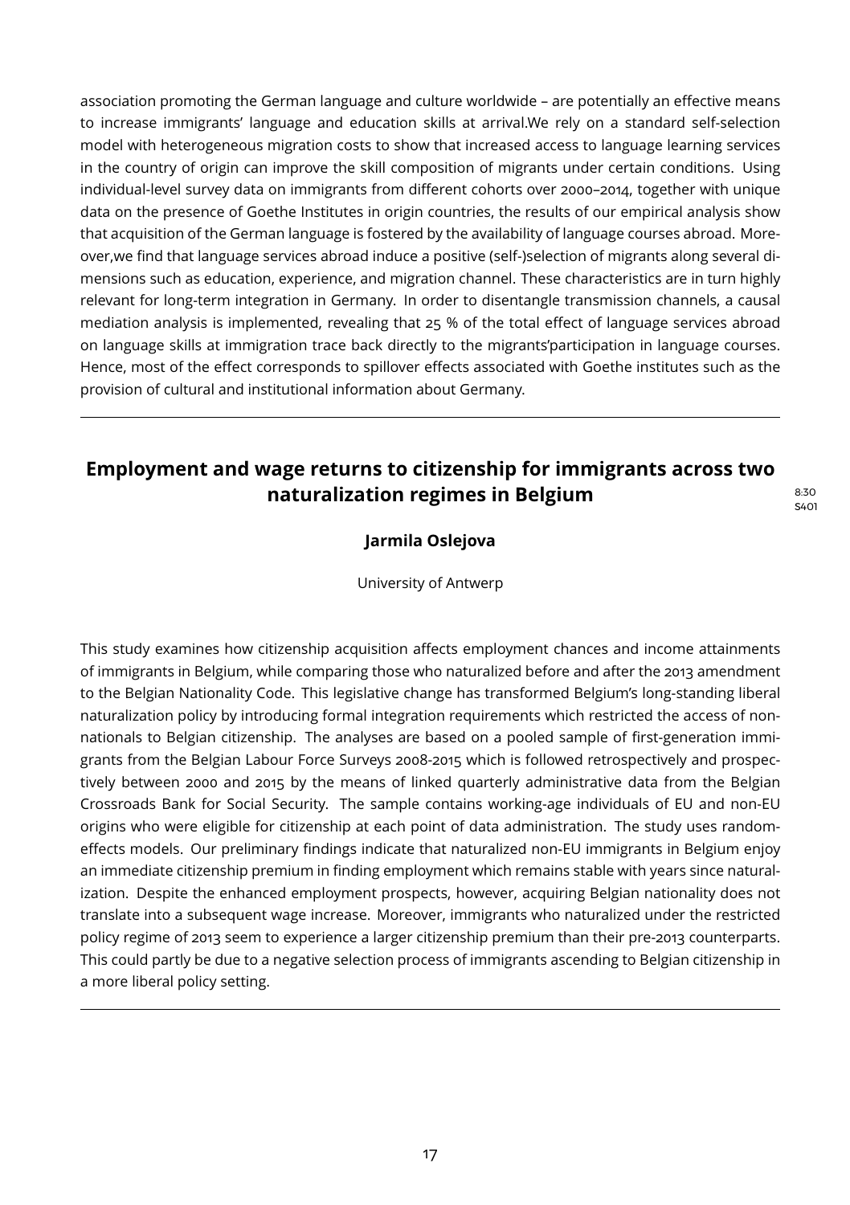association promoting the German language and culture worldwide – are potentially an effective means to increase immigrants' language and education skills at arrival.We rely on a standard self-selection model with heterogeneous migration costs to show that increased access to language learning services in the country of origin can improve the skill composition of migrants under certain conditions. Using individual-level survey data on immigrants from different cohorts over 2000–2014, together with unique data on the presence of Goethe Institutes in origin countries, the results of our empirical analysis show that acquisition of the German language is fostered by the availability of language courses abroad. Moreover,we find that language services abroad induce a positive (self-)selection of migrants along several dimensions such as education, experience, and migration channel. These characteristics are in turn highly relevant for long-term integration in Germany. In order to disentangle transmission channels, a causal mediation analysis is implemented, revealing that 25 % of the total effect of language services abroad on language skills at immigration trace back directly to the migrants'participation in language courses. Hence, most of the effect corresponds to spillover effects associated with Goethe institutes such as the provision of cultural and institutional information about Germany.

---

## Employment and wage returns to citizenship for immigrants across two naturalization regimes in Belgium

8:30
S401

**Jarmila Oslejova**

University of Antwerp

This study examines how citizenship acquisition affects employment chances and income attainments of immigrants in Belgium, while comparing those who naturalized before and after the 2013 amendment to the Belgian Nationality Code. This legislative change has transformed Belgium's long-standing liberal naturalization policy by introducing formal integration requirements which restricted the access of non-nationals to Belgian citizenship. The analyses are based on a pooled sample of first-generation immigrants from the Belgian Labour Force Surveys 2008-2015 which is followed retrospectively and prospectively between 2000 and 2015 by the means of linked quarterly administrative data from the Belgian Crossroads Bank for Social Security. The sample contains working-age individuals of EU and non-EU origins who were eligible for citizenship at each point of data administration. The study uses random-effects models. Our preliminary findings indicate that naturalized non-EU immigrants in Belgium enjoy an immediate citizenship premium in finding employment which remains stable with years since naturalization. Despite the enhanced employment prospects, however, acquiring Belgian nationality does not translate into a subsequent wage increase. Moreover, immigrants who naturalized under the restricted policy regime of 2013 seem to experience a larger citizenship premium than their pre-2013 counterparts. This could partly be due to a negative selection process of immigrants ascending to Belgian citizenship in a more liberal policy setting.

---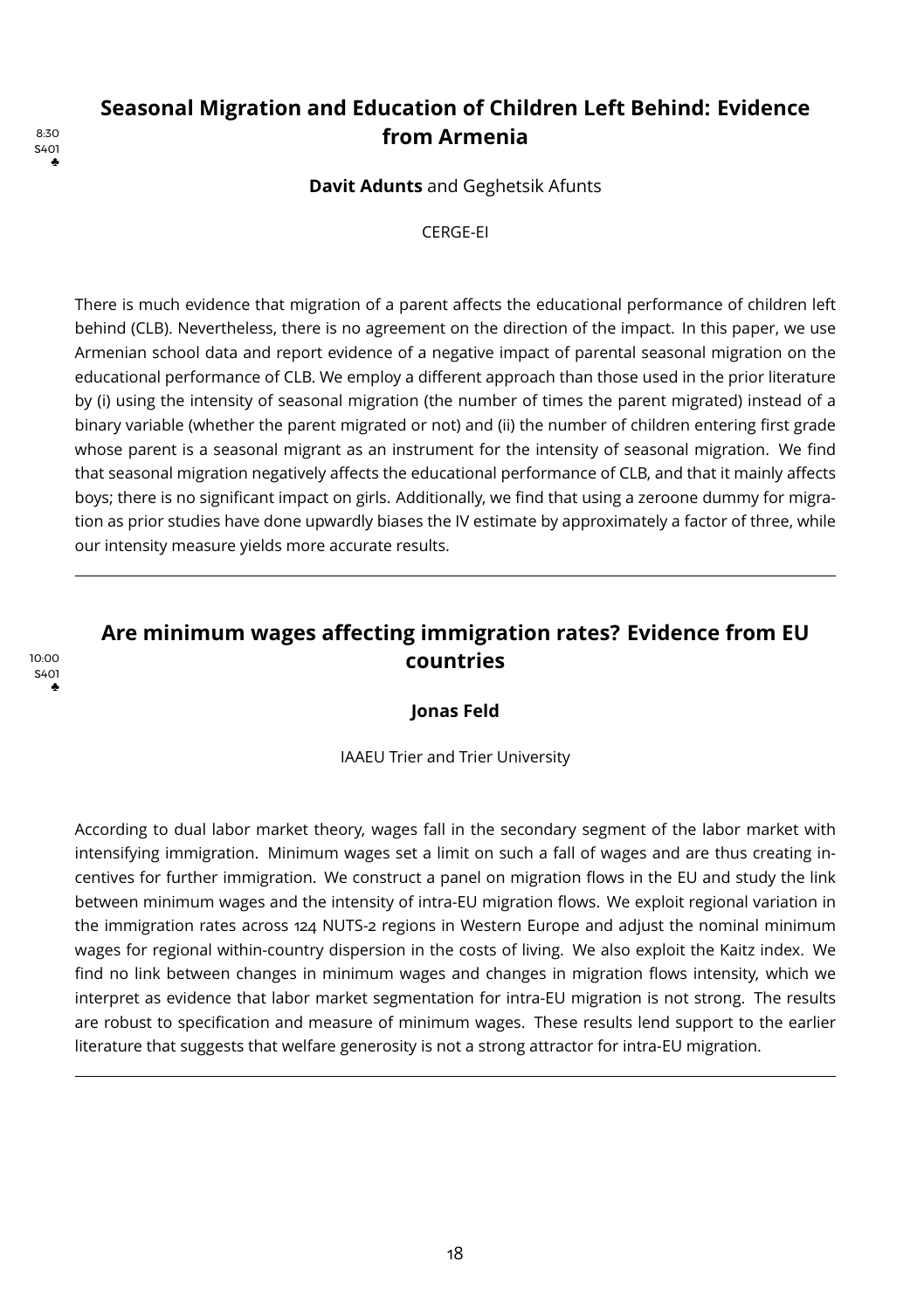8:30
S401
♣

## Seasonal Migration and Education of Children Left Behind: Evidence from Armenia

**Davit Adunts** and Geghetsik Afunts

CERGE-EI

There is much evidence that migration of a parent affects the educational performance of children left behind (CLB). Nevertheless, there is no agreement on the direction of the impact. In this paper, we use Armenian school data and report evidence of a negative impact of parental seasonal migration on the educational performance of CLB. We employ a different approach than those used in the prior literature by (i) using the intensity of seasonal migration (the number of times the parent migrated) instead of a binary variable (whether the parent migrated or not) and (ii) the number of children entering first grade whose parent is a seasonal migrant as an instrument for the intensity of seasonal migration. We find that seasonal migration negatively affects the educational performance of CLB, and that it mainly affects boys; there is no significant impact on girls. Additionally, we find that using a zeroone dummy for migration as prior studies have done upwardly biases the IV estimate by approximately a factor of three, while our intensity measure yields more accurate results.

---

10:00
S401
♣

## Are minimum wages affecting immigration rates? Evidence from EU countries

**Jonas Feld**

IAAEU Trier and Trier University

According to dual labor market theory, wages fall in the secondary segment of the labor market with intensifying immigration. Minimum wages set a limit on such a fall of wages and are thus creating incentives for further immigration. We construct a panel on migration flows in the EU and study the link between minimum wages and the intensity of intra-EU migration flows. We exploit regional variation in the immigration rates across 124 NUTS-2 regions in Western Europe and adjust the nominal minimum wages for regional within-country dispersion in the costs of living. We also exploit the Kaitz index. We find no link between changes in minimum wages and changes in migration flows intensity, which we interpret as evidence that labor market segmentation for intra-EU migration is not strong. The results are robust to specification and measure of minimum wages. These results lend support to the earlier literature that suggests that welfare generosity is not a strong attractor for intra-EU migration.

---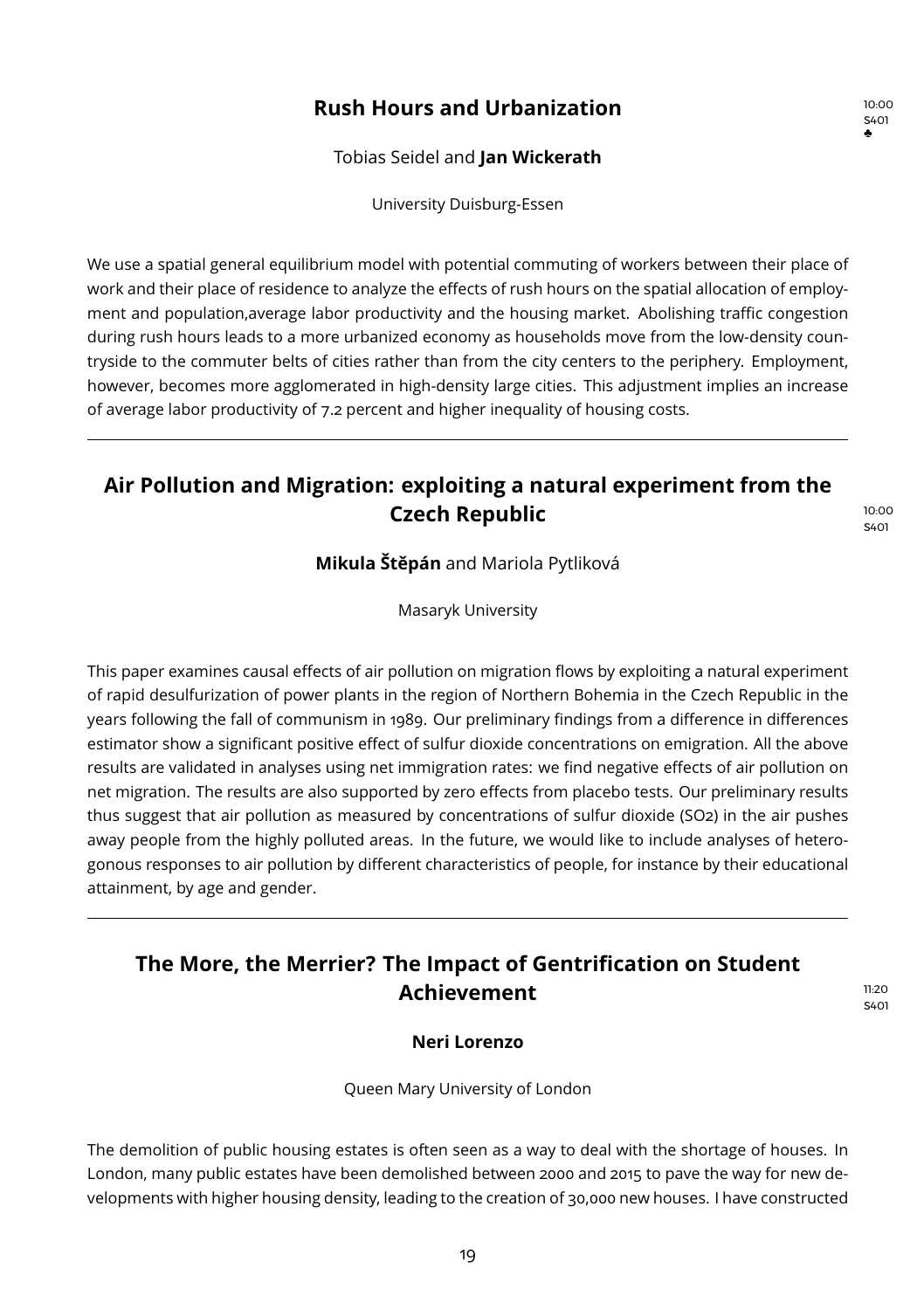## Rush Hours and Urbanization

10:00
S401
♣

Tobias Seidel and **Jan Wickerath**

University Duisburg-Essen

We use a spatial general equilibrium model with potential commuting of workers between their place of work and their place of residence to analyze the effects of rush hours on the spatial allocation of employment and population,average labor productivity and the housing market. Abolishing traffic congestion during rush hours leads to a more urbanized economy as households move from the low-density countryside to the commuter belts of cities rather than from the city centers to the periphery. Employment, however, becomes more agglomerated in high-density large cities. This adjustment implies an increase of average labor productivity of 7.2 percent and higher inequality of housing costs.

---

## Air Pollution and Migration: exploiting a natural experiment from the Czech Republic

10:00
S401

**Mikula Štěpán** and Mariola Pytliková

Masaryk University

This paper examines causal effects of air pollution on migration flows by exploiting a natural experiment of rapid desulfurization of power plants in the region of Northern Bohemia in the Czech Republic in the years following the fall of communism in 1989. Our preliminary findings from a difference in differences estimator show a significant positive effect of sulfur dioxide concentrations on emigration. All the above results are validated in analyses using net immigration rates: we find negative effects of air pollution on net migration. The results are also supported by zero effects from placebo tests. Our preliminary results thus suggest that air pollution as measured by concentrations of sulfur dioxide ($SO_2$) in the air pushes away people from the highly polluted areas. In the future, we would like to include analyses of heterogonous responses to air pollution by different characteristics of people, for instance by their educational attainment, by age and gender.

---

## The More, the Merrier? The Impact of Gentrification on Student Achievement

11:20
S401

**Neri Lorenzo**

Queen Mary University of London

The demolition of public housing estates is often seen as a way to deal with the shortage of houses. In London, many public estates have been demolished between 2000 and 2015 to pave the way for new developments with higher housing density, leading to the creation of 30,000 new houses. I have constructed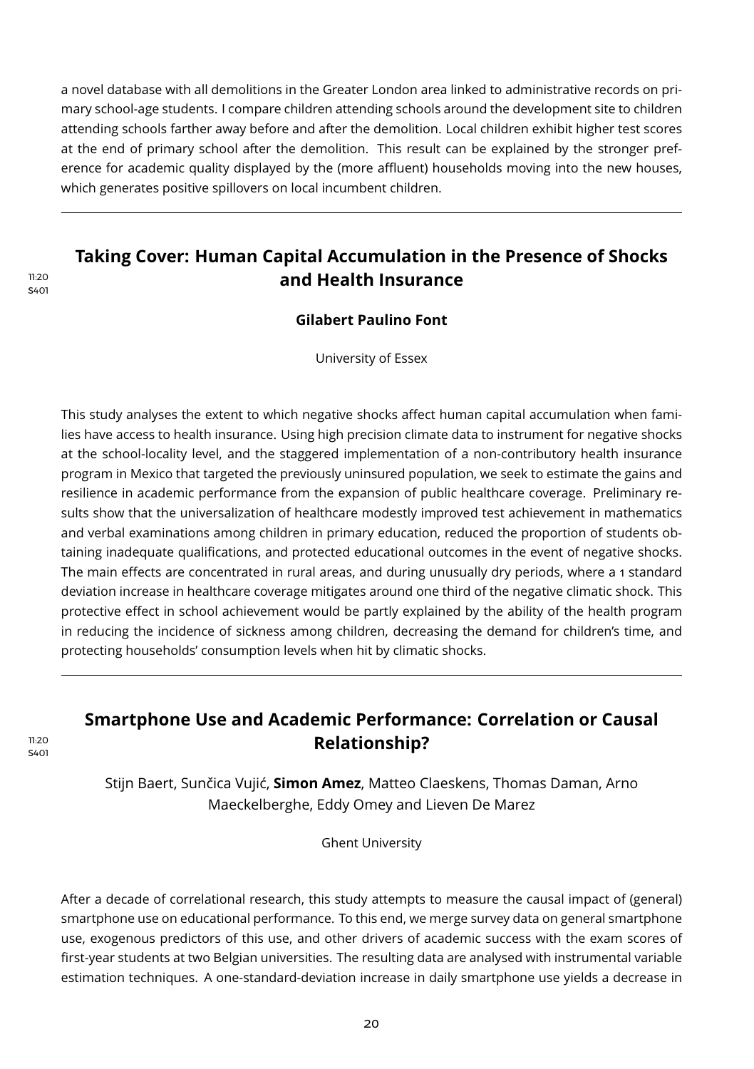a novel database with all demolitions in the Greater London area linked to administrative records on primary school-age students. I compare children attending schools around the development site to children attending schools farther away before and after the demolition. Local children exhibit higher test scores at the end of primary school after the demolition. This result can be explained by the stronger preference for academic quality displayed by the (more affluent) households moving into the new houses, which generates positive spillovers on local incumbent children.

---

11:20
S401

## Taking Cover: Human Capital Accumulation in the Presence of Shocks and Health Insurance

**Gilabert Paulino Font**

University of Essex

This study analyses the extent to which negative shocks affect human capital accumulation when families have access to health insurance. Using high precision climate data to instrument for negative shocks at the school-locality level, and the staggered implementation of a non-contributory health insurance program in Mexico that targeted the previously uninsured population, we seek to estimate the gains and resilience in academic performance from the expansion of public healthcare coverage. Preliminary results show that the universalization of healthcare modestly improved test achievement in mathematics and verbal examinations among children in primary education, reduced the proportion of students obtaining inadequate qualifications, and protected educational outcomes in the event of negative shocks. The main effects are concentrated in rural areas, and during unusually dry periods, where a 1 standard deviation increase in healthcare coverage mitigates around one third of the negative climatic shock. This protective effect in school achievement would be partly explained by the ability of the health program in reducing the incidence of sickness among children, decreasing the demand for children's time, and protecting households' consumption levels when hit by climatic shocks.

---

11:20
S401

## Smartphone Use and Academic Performance: Correlation or Causal Relationship?

Stijn Baert, Sunčica Vujić, **Simon Amez**, Matteo Claeskens, Thomas Daman, Arno Maeckelberghe, Eddy Omey and Lieven De Marez

Ghent University

After a decade of correlational research, this study attempts to measure the causal impact of (general) smartphone use on educational performance. To this end, we merge survey data on general smartphone use, exogenous predictors of this use, and other drivers of academic success with the exam scores of first-year students at two Belgian universities. The resulting data are analysed with instrumental variable estimation techniques. A one-standard-deviation increase in daily smartphone use yields a decrease in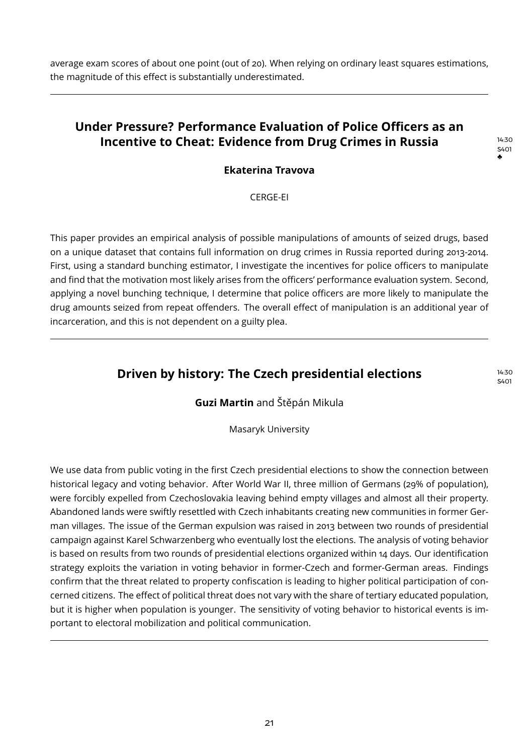average exam scores of about one point (out of 20). When relying on ordinary least squares estimations, the magnitude of this effect is substantially underestimated.

---

## Under Pressure? Performance Evaluation of Police Officers as an Incentive to Cheat: Evidence from Drug Crimes in Russia

14:30
S401
♣

**Ekaterina Travova**

CERGE-EI

This paper provides an empirical analysis of possible manipulations of amounts of seized drugs, based on a unique dataset that contains full information on drug crimes in Russia reported during 2013-2014. First, using a standard bunching estimator, I investigate the incentives for police officers to manipulate and find that the motivation most likely arises from the officers' performance evaluation system. Second, applying a novel bunching technique, I determine that police officers are more likely to manipulate the drug amounts seized from repeat offenders. The overall effect of manipulation is an additional year of incarceration, and this is not dependent on a guilty plea.

---

## Driven by history: The Czech presidential elections

14:30
S401

**Guzi Martin** and Štěpán Mikula

Masaryk University

We use data from public voting in the first Czech presidential elections to show the connection between historical legacy and voting behavior. After World War II, three million of Germans (29% of population), were forcibly expelled from Czechoslovakia leaving behind empty villages and almost all their property. Abandoned lands were swiftly resettled with Czech inhabitants creating new communities in former German villages. The issue of the German expulsion was raised in 2013 between two rounds of presidential campaign against Karel Schwarzenberg who eventually lost the elections. The analysis of voting behavior is based on results from two rounds of presidential elections organized within 14 days. Our identification strategy exploits the variation in voting behavior in former-Czech and former-German areas. Findings confirm that the threat related to property confiscation is leading to higher political participation of concerned citizens. The effect of political threat does not vary with the share of tertiary educated population, but it is higher when population is younger. The sensitivity of voting behavior to historical events is important to electoral mobilization and political communication.

---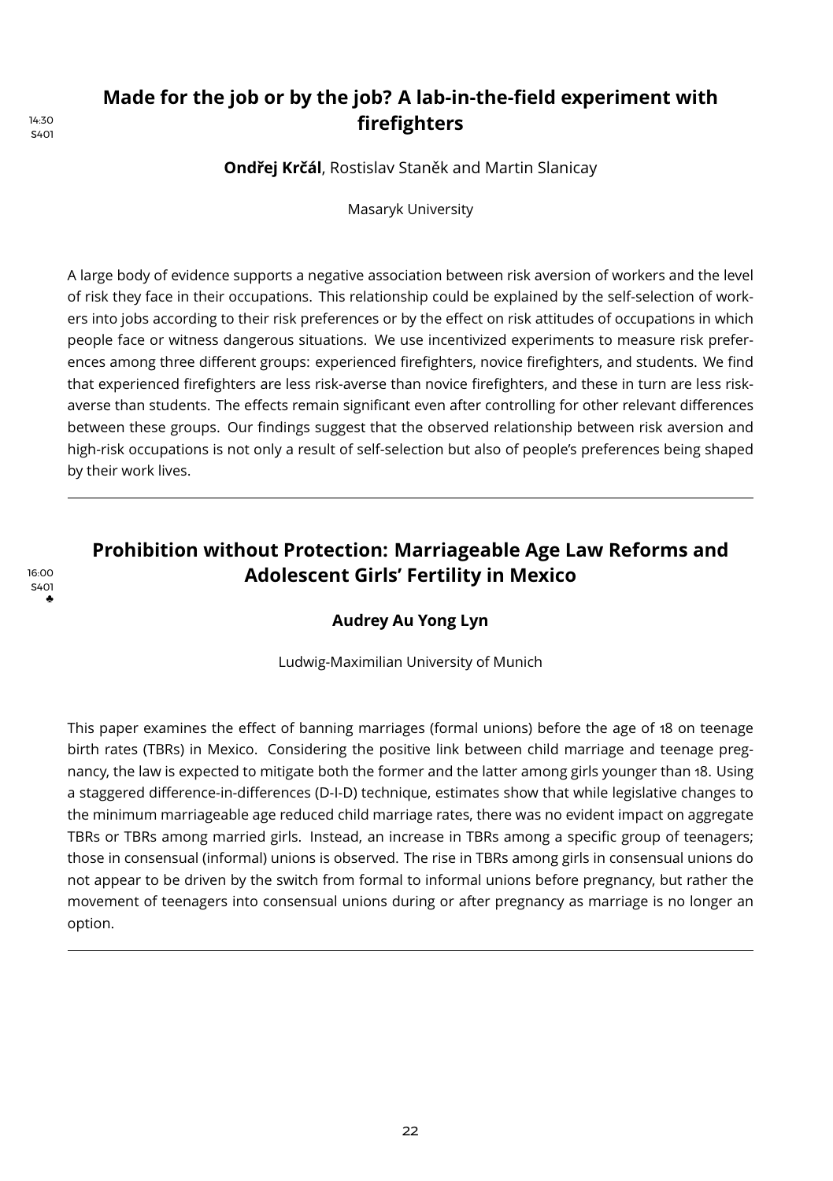14:30
S401

## Made for the job or by the job? A lab-in-the-field experiment with firefighters

**Ondřej Krčál**, Rostislav Staněk and Martin Slanicay

Masaryk University

A large body of evidence supports a negative association between risk aversion of workers and the level of risk they face in their occupations. This relationship could be explained by the self-selection of workers into jobs according to their risk preferences or by the effect on risk attitudes of occupations in which people face or witness dangerous situations. We use incentivized experiments to measure risk preferences among three different groups: experienced firefighters, novice firefighters, and students. We find that experienced firefighters are less risk-averse than novice firefighters, and these in turn are less risk-averse than students. The effects remain significant even after controlling for other relevant differences between these groups. Our findings suggest that the observed relationship between risk aversion and high-risk occupations is not only a result of self-selection but also of people's preferences being shaped by their work lives.

---

16:00
S401
♣

## Prohibition without Protection: Marriageable Age Law Reforms and Adolescent Girls' Fertility in Mexico

**Audrey Au Yong Lyn**

Ludwig-Maximilian University of Munich

This paper examines the effect of banning marriages (formal unions) before the age of 18 on teenage birth rates (TBRs) in Mexico. Considering the positive link between child marriage and teenage pregnancy, the law is expected to mitigate both the former and the latter among girls younger than 18. Using a staggered difference-in-differences (D-I-D) technique, estimates show that while legislative changes to the minimum marriageable age reduced child marriage rates, there was no evident impact on aggregate TBRs or TBRs among married girls. Instead, an increase in TBRs among a specific group of teenagers; those in consensual (informal) unions is observed. The rise in TBRs among girls in consensual unions do not appear to be driven by the switch from formal to informal unions before pregnancy, but rather the movement of teenagers into consensual unions during or after pregnancy as marriage is no longer an option.

---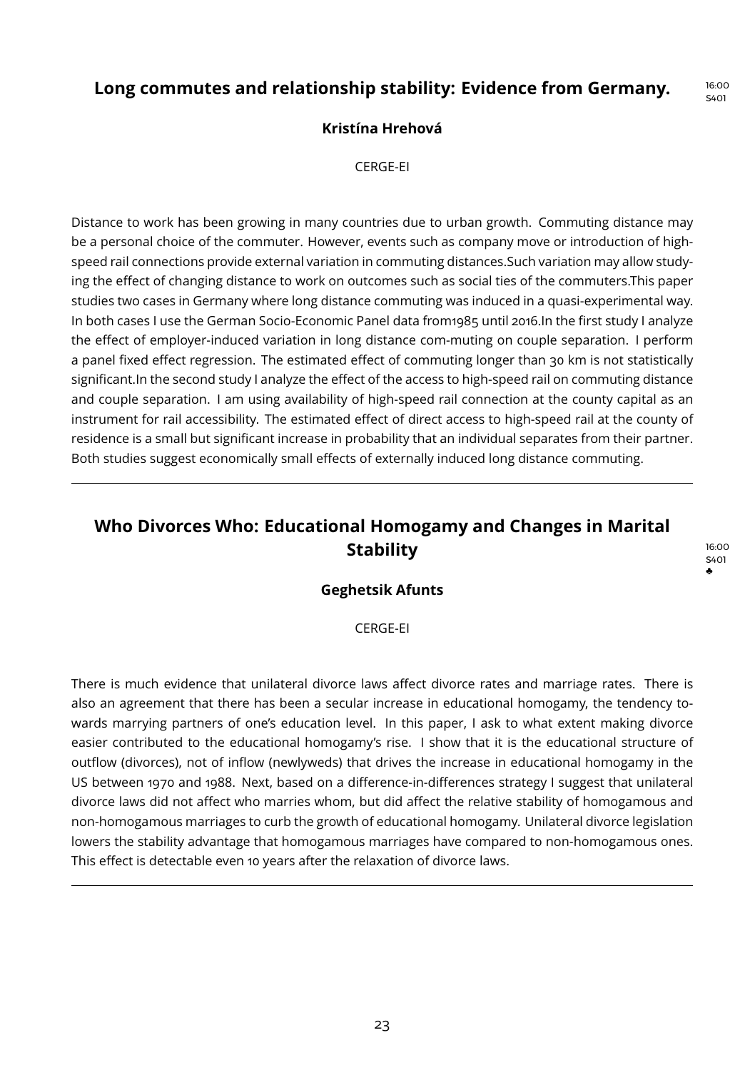## Long commutes and relationship stability: Evidence from Germany.

16:00
S401

**Kristína Hrehová**

CERGE-EI

Distance to work has been growing in many countries due to urban growth. Commuting distance may be a personal choice of the commuter. However, events such as company move or introduction of high-speed rail connections provide external variation in commuting distances.Such variation may allow studying the effect of changing distance to work on outcomes such as social ties of the commuters.This paper studies two cases in Germany where long distance commuting was induced in a quasi-experimental way. In both cases I use the German Socio-Economic Panel data from1985 until 2016.In the first study I analyze the effect of employer-induced variation in long distance com-muting on couple separation. I perform a panel fixed effect regression. The estimated effect of commuting longer than 30 km is not statistically significant.In the second study I analyze the effect of the access to high-speed rail on commuting distance and couple separation. I am using availability of high-speed rail connection at the county capital as an instrument for rail accessibility. The estimated effect of direct access to high-speed rail at the county of residence is a small but significant increase in probability that an individual separates from their partner. Both studies suggest economically small effects of externally induced long distance commuting.

---

## Who Divorces Who: Educational Homogamy and Changes in Marital Stability

16:00
S401
♣

**Geghetsik Afunts**

CERGE-EI

There is much evidence that unilateral divorce laws affect divorce rates and marriage rates. There is also an agreement that there has been a secular increase in educational homogamy, the tendency towards marrying partners of one's education level. In this paper, I ask to what extent making divorce easier contributed to the educational homogamy's rise. I show that it is the educational structure of outflow (divorces), not of inflow (newlyweds) that drives the increase in educational homogamy in the US between 1970 and 1988. Next, based on a difference-in-differences strategy I suggest that unilateral divorce laws did not affect who marries whom, but did affect the relative stability of homogamous and non-homogamous marriages to curb the growth of educational homogamy. Unilateral divorce legislation lowers the stability advantage that homogamous marriages have compared to non-homogamous ones. This effect is detectable even 10 years after the relaxation of divorce laws.

---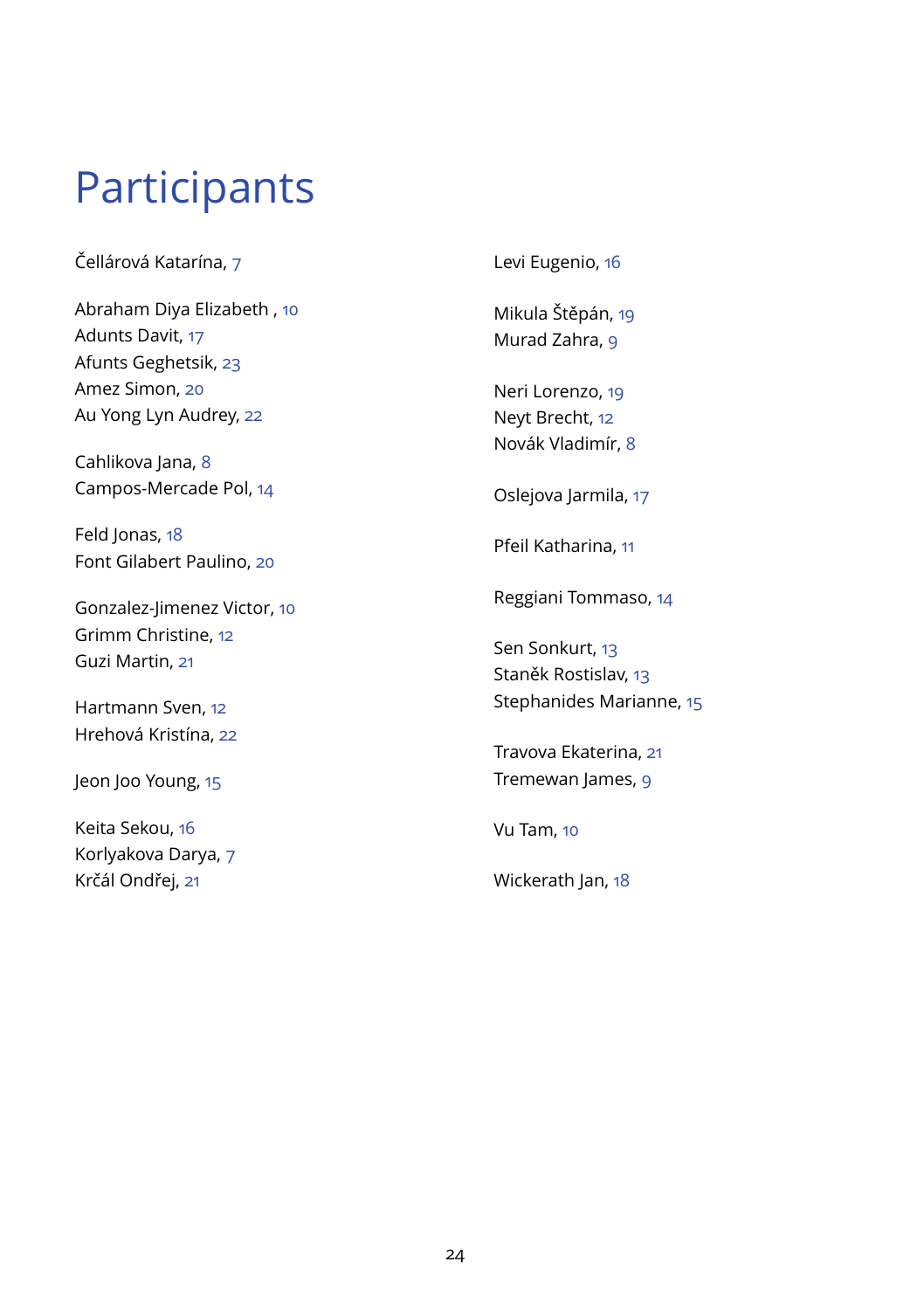# Participants

Čellárová Katarína, 7

Abraham Diya Elizabeth , 10
Adunts Davit, 17
Afunts Geghetsik, 23
Amez Simon, 20
Au Yong Lyn Audrey, 22

Cahlikova Jana, 8
Campos-Mercade Pol, 14

Feld Jonas, 18
Font Gilabert Paulino, 20

Gonzalez-Jimenez Victor, 10
Grimm Christine, 12
Guzi Martin, 21

Hartmann Sven, 12
Hrehová Kristína, 22

Jeon Joo Young, 15

Keita Sekou, 16
Korlyakova Darya, 7
Krčál Ondřej, 21

Levi Eugenio, 16

Mikula Štěpán, 19
Murad Zahra, 9

Neri Lorenzo, 19
Neyt Brecht, 12
Novák Vladimír, 8

Oslejova Jarmila, 17

Pfeil Katharina, 11

Reggiani Tommaso, 14

Sen Sonkurt, 13
Staněk Rostislav, 13
Stephanides Marianne, 15

Travova Ekaterina, 21
Tremewan James, 9

Vu Tam, 10

Wickerath Jan, 18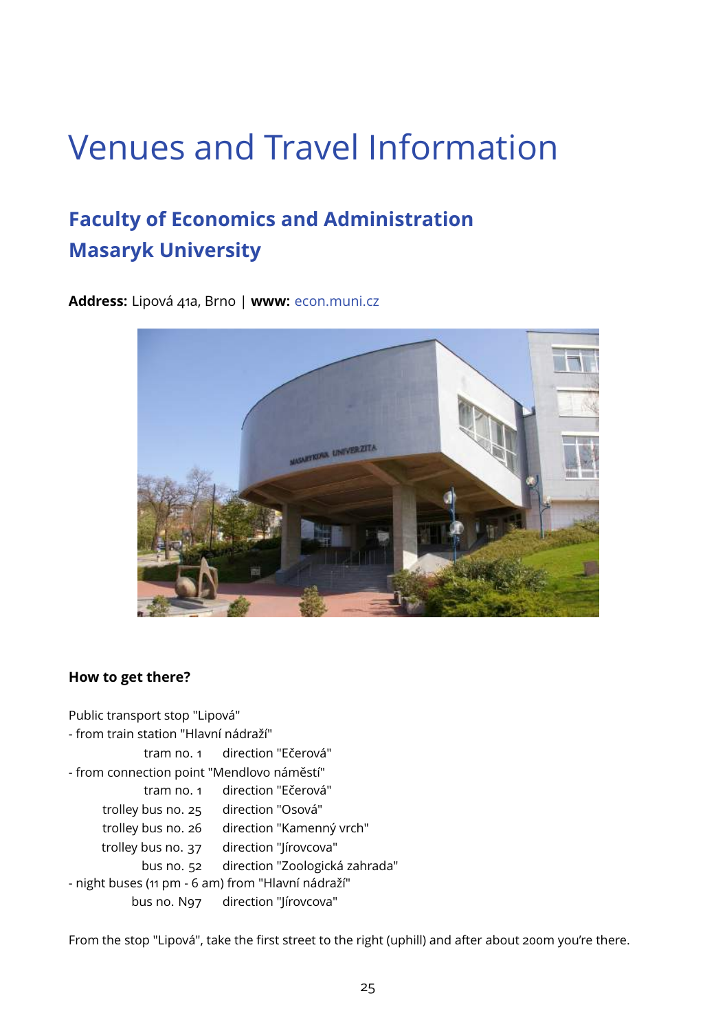# Venues and Travel Information

## Faculty of Economics and Administration
## Masaryk University

**Address:** Lipová 41a, Brno | **www:** econ.muni.cz

**How to get there?**

Public transport stop "Lipová"

- from train station "Hlavní nádraží"

| | |
|---|---|
| tram no. 1 | direction "Ečerová" |

- from connection point "Mendlovo náměstí"

| | |
|---|---|
| tram no. 1 | direction "Ečerová" |
| trolley bus no. 25 | direction "Osová" |
| trolley bus no. 26 | direction "Kamenný vrch" |
| trolley bus no. 37 | direction "Jírovcova" |
| bus no. 52 | direction "Zoologická zahrada" |

- night buses (11 pm - 6 am) from "Hlavní nádraží"

| | |
|---|---|
| bus no. N97 | direction "Jírovcova" |

From the stop "Lipová", take the first street to the right (uphill) and after about 200m you're there.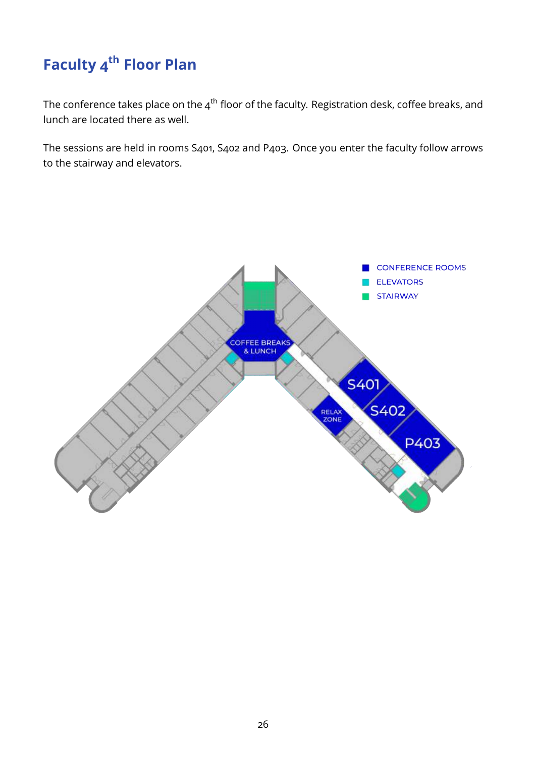# Faculty 4th Floor Plan

The conference takes place on the 4th floor of the faculty. Registration desk, coffee breaks, and lunch are located there as well.

The sessions are held in rooms S401, S402 and P403. Once you enter the faculty follow arrows to the stairway and elevators.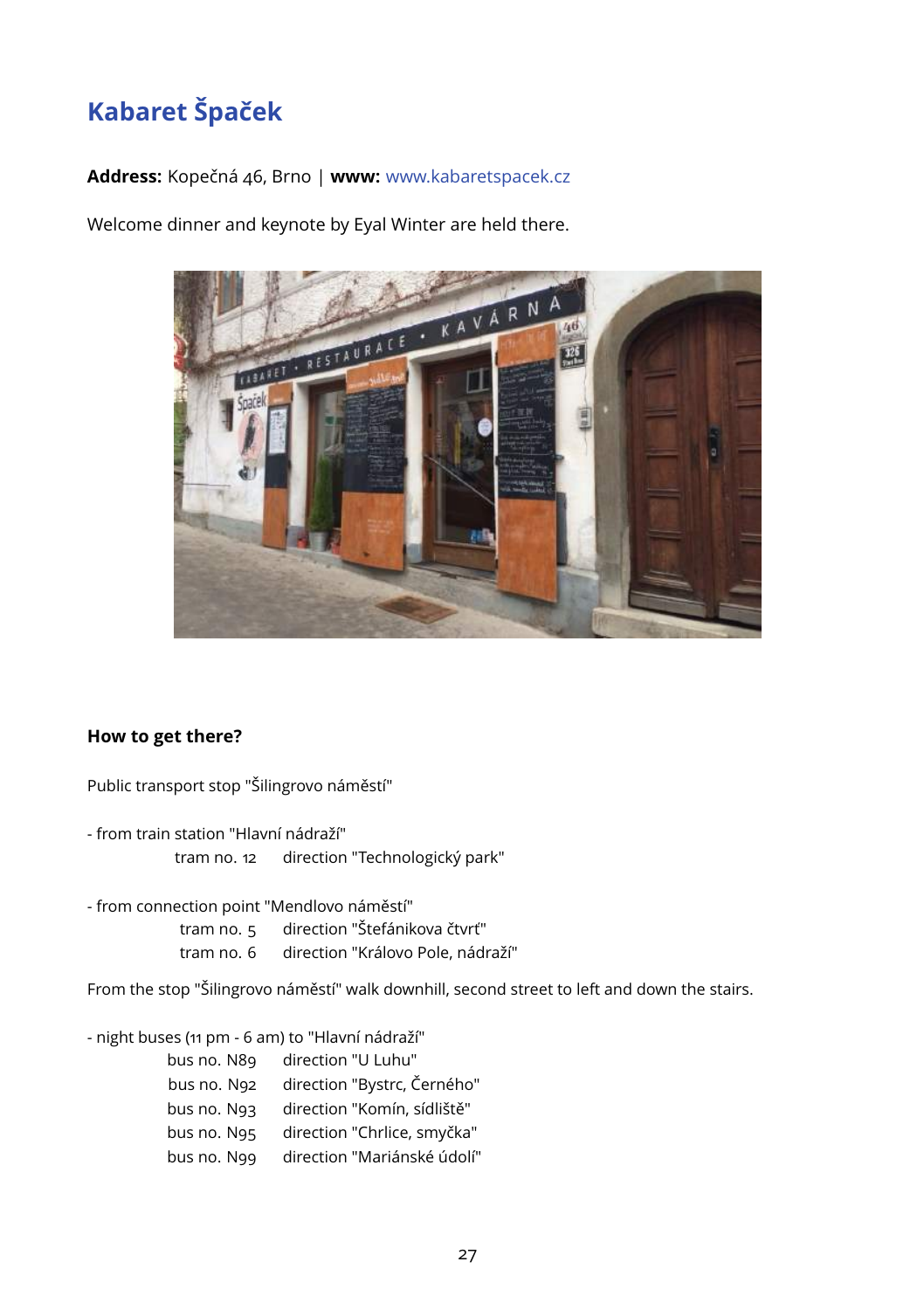## Kabaret Špaček

**Address:** Kopečná 46, Brno | **www:** www.kabaretspacek.cz

Welcome dinner and keynote by Eyal Winter are held there.

### How to get there?

Public transport stop "Šilingrovo náměstí"

- from train station "Hlavní nádraží"
  - tram no. 12 direction "Technologický park"

- from connection point "Mendlovo náměstí"
  - tram no. 5 direction "Štefánikova čtvrť"
  - tram no. 6 direction "Královo Pole, nádraží"

From the stop "Šilingrovo náměstí" walk downhill, second street to left and down the stairs.

- night buses (11 pm - 6 am) to "Hlavní nádraží"
  - bus no. N89 direction "U Luhu"
  - bus no. N92 direction "Bystrc, Černého"
  - bus no. N93 direction "Komín, sídliště"
  - bus no. N95 direction "Chrlice, smyčka"
  - bus no. N99 direction "Mariánské údolí"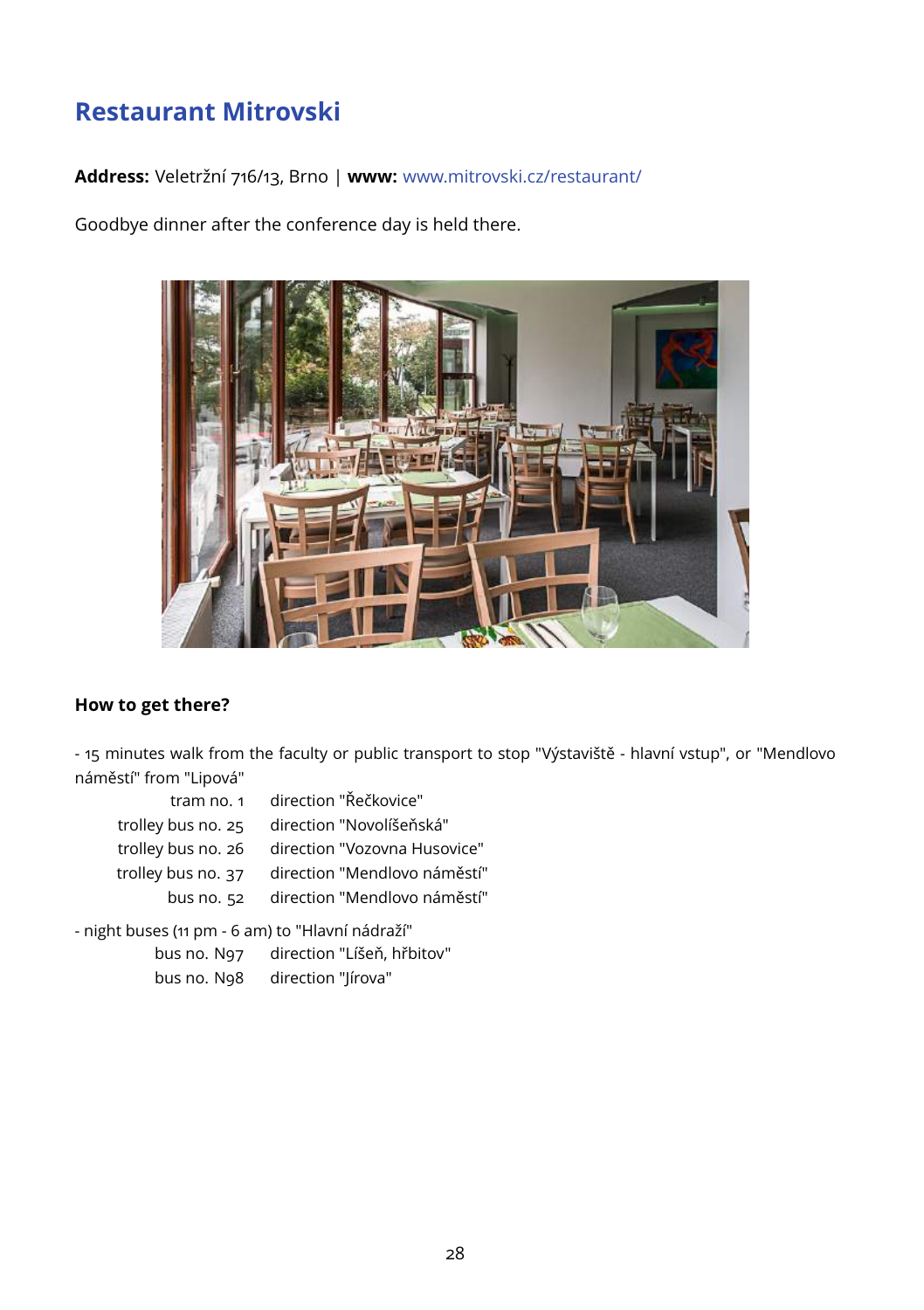## Restaurant Mitrovski

**Address:** Veletržní 716/13, Brno | **www:** www.mitrovski.cz/restaurant/

Goodbye dinner after the conference day is held there.

### How to get there?

- 15 minutes walk from the faculty or public transport to stop "Výstaviště - hlavní vstup", or "Mendlovo náměstí" from "Lipová"

| | |
|---|---|
| tram no. 1 | direction "Řečkovice" |
| trolley bus no. 25 | direction "Novolíšeňská" |
| trolley bus no. 26 | direction "Vozovna Husovice" |
| trolley bus no. 37 | direction "Mendlovo náměstí" |
| bus no. 52 | direction "Mendlovo náměstí" |

- night buses (11 pm - 6 am) to "Hlavní nádraží"

| | |
|---|---|
| bus no. N97 | direction "Líšeň, hřbitov" |
| bus no. N98 | direction "Jírova" |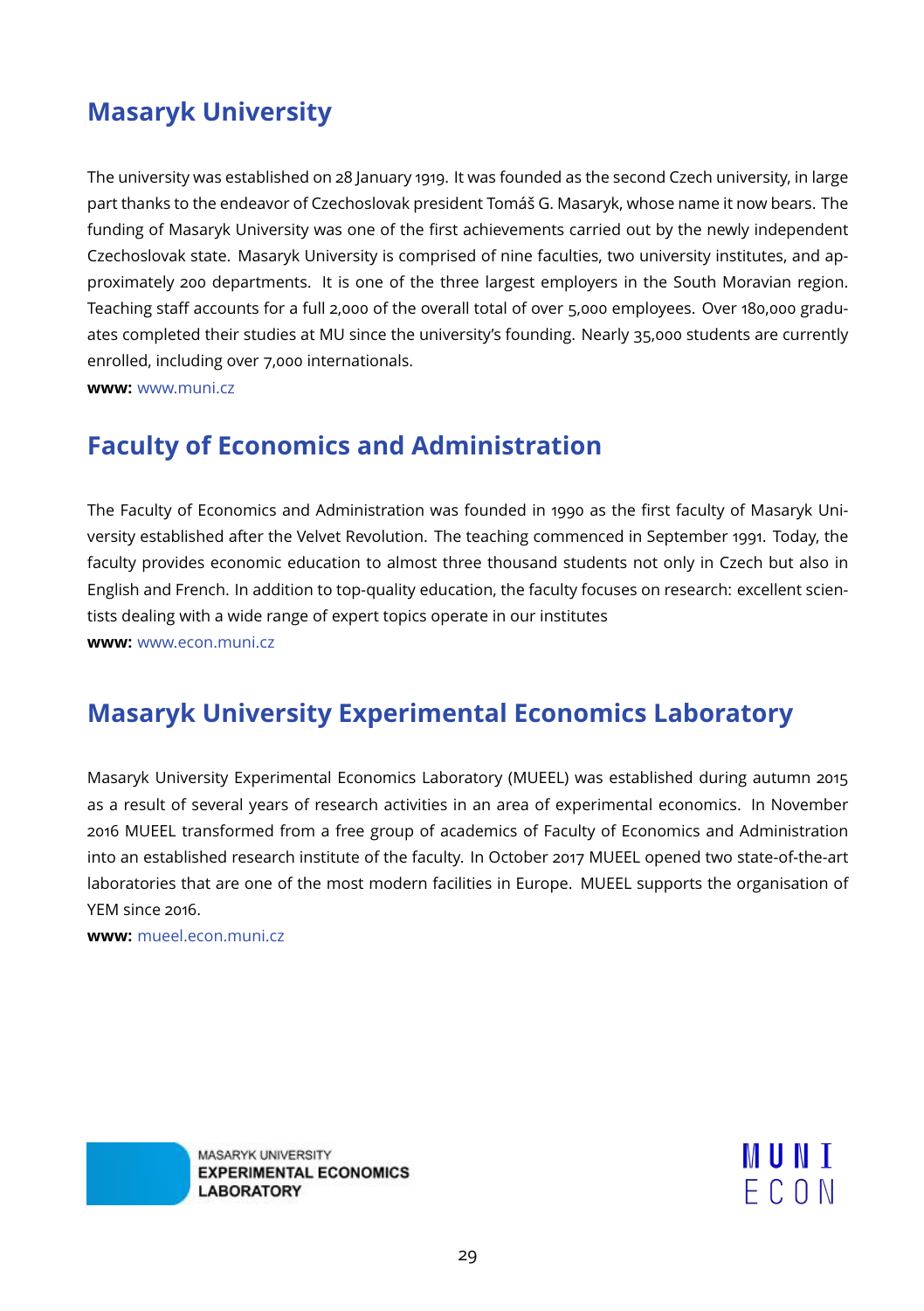## Masaryk University

The university was established on 28 January 1919. It was founded as the second Czech university, in large part thanks to the endeavor of Czechoslovak president Tomáš G. Masaryk, whose name it now bears. The funding of Masaryk University was one of the first achievements carried out by the newly independent Czechoslovak state. Masaryk University is comprised of nine faculties, two university institutes, and approximately 200 departments. It is one of the three largest employers in the South Moravian region. Teaching staff accounts for a full 2,000 of the overall total of over 5,000 employees. Over 180,000 graduates completed their studies at MU since the university's founding. Nearly 35,000 students are currently enrolled, including over 7,000 internationals.

**www:** www.muni.cz

## Faculty of Economics and Administration

The Faculty of Economics and Administration was founded in 1990 as the first faculty of Masaryk University established after the Velvet Revolution. The teaching commenced in September 1991. Today, the faculty provides economic education to almost three thousand students not only in Czech but also in English and French. In addition to top-quality education, the faculty focuses on research: excellent scientists dealing with a wide range of expert topics operate in our institutes

**www:** www.econ.muni.cz

## Masaryk University Experimental Economics Laboratory

Masaryk University Experimental Economics Laboratory (MUEEL) was established during autumn 2015 as a result of several years of research activities in an area of experimental economics. In November 2016 MUEEL transformed from a free group of academics of Faculty of Economics and Administration into an established research institute of the faculty. In October 2017 MUEEL opened two state-of-the-art laboratories that are one of the most modern facilities in Europe. MUEEL supports the organisation of YEM since 2016.

**www:** mueel.econ.muni.cz

MASARYK UNIVERSITY
**EXPERIMENTAL ECONOMICS LABORATORY**

MUNI
ECON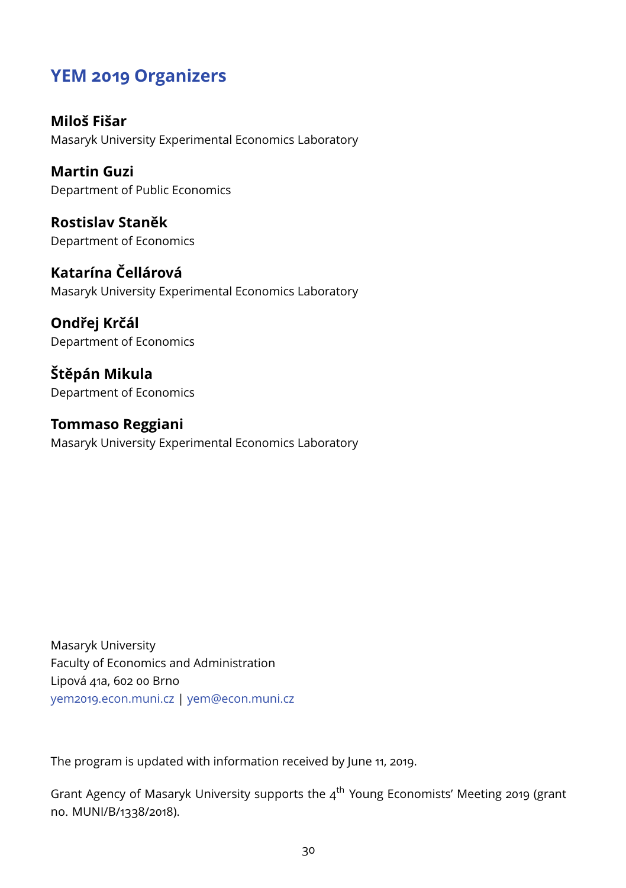## YEM 2019 Organizers

**Miloš Fišar**
Masaryk University Experimental Economics Laboratory

**Martin Guzi**
Department of Public Economics

**Rostislav Staněk**
Department of Economics

**Katarína Čellárová**
Masaryk University Experimental Economics Laboratory

**Ondřej Krčál**
Department of Economics

**Štěpán Mikula**
Department of Economics

**Tommaso Reggiani**
Masaryk University Experimental Economics Laboratory

Masaryk University
Faculty of Economics and Administration
Lipová 41a, 602 00 Brno
yem2019.econ.muni.cz | yem@econ.muni.cz

The program is updated with information received by June 11, 2019.

Grant Agency of Masaryk University supports the 4th Young Economists' Meeting 2019 (grant no. MUNI/B/1338/2018).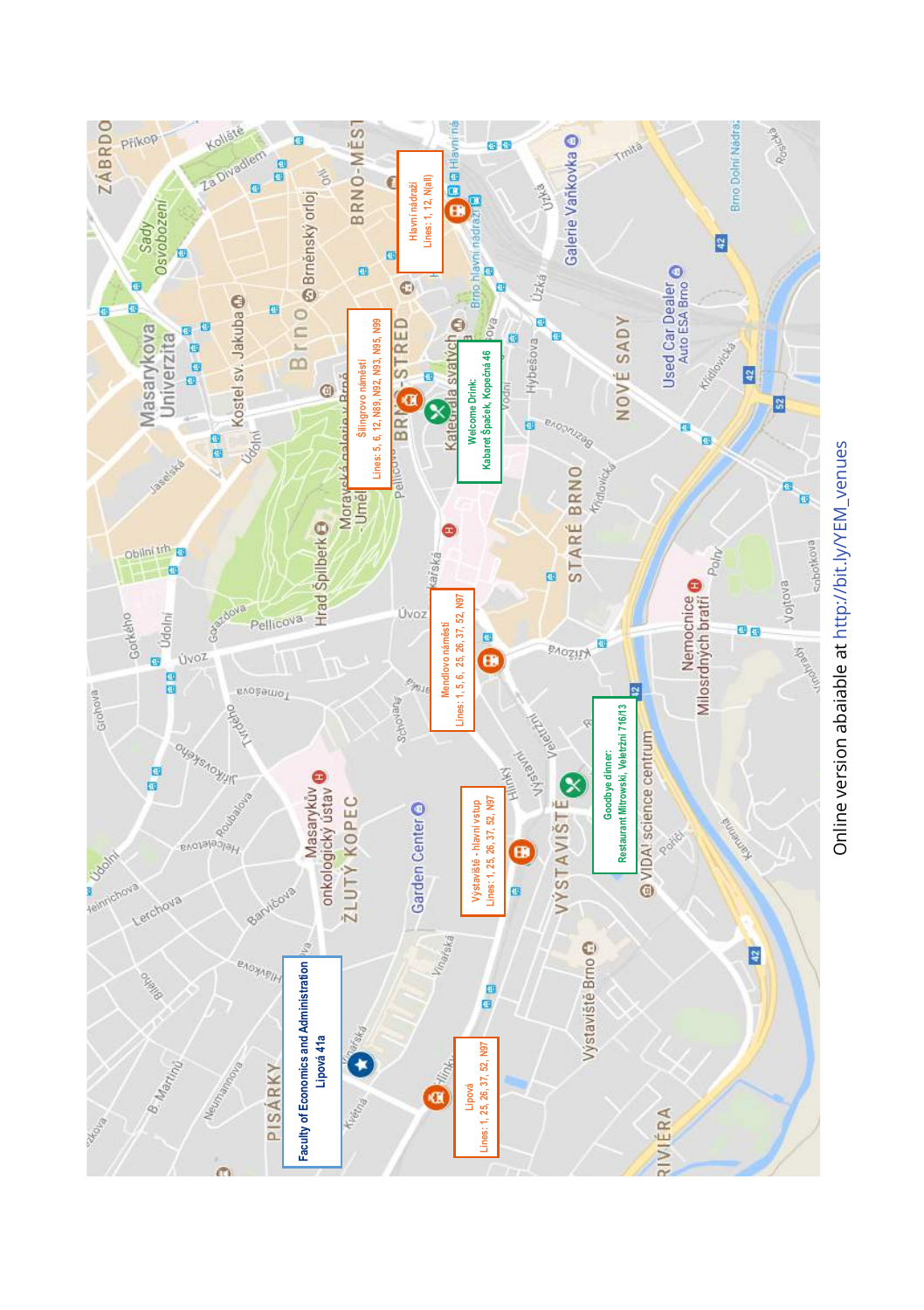Faculty of Economics and Administration
Lipová 41a

Lipová
Lines: 1, 25, 26, 37, 52, N97

Výstaviště - hlavní vstup
Lines: 1, 25, 26, 37, 52, N97

Mendlovo náměstí
Lines: 1, 5, 6, 25, 26, 37, 52, N97

Šilingrovo náměstí
Lines: 5, 6, 12, N89, N92, N93, N95, N99

Hlavní nádraží
Lines: 1, 12, N(all)

Welcome Drink:
Kabaret Špaček, Kopečná 46

Goodbye dinner:
Restaurant Mitrowski, Veletržní 716/13

Online version abaiable at http://bit.ly/YEM_venues